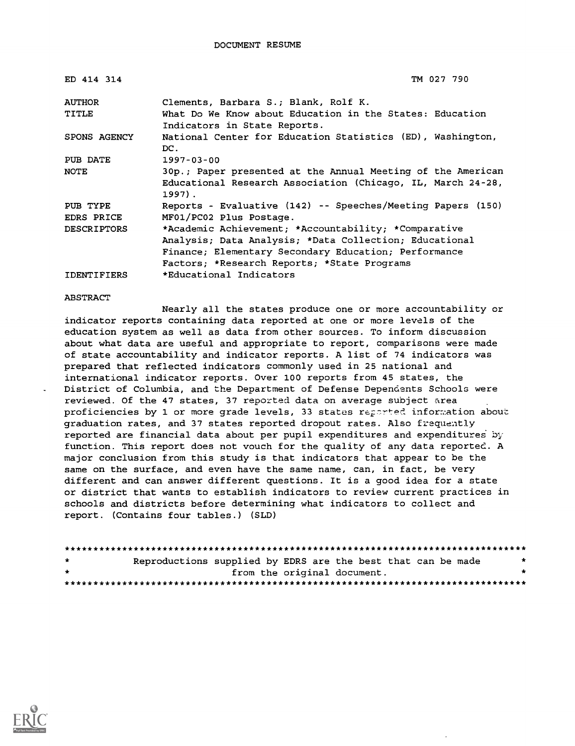DOCUMENT RESUME

ED 414 314 TM 027 790

| | |
|---|---|
| AUTHOR | Clements, Barbara S.; Blank, Rolf K. |
| TITLE | What Do We Know about Education in the States: Education Indicators in State Reports. |
| SPONS AGENCY | National Center for Education Statistics (ED), Washington, DC. |
| PUB DATE | 1997-03-00 |
| NOTE | 30p.; Paper presented at the Annual Meeting of the American Educational Research Association (Chicago, IL, March 24-28, 1997). |
| PUB TYPE | Reports - Evaluative (142) -- Speeches/Meeting Papers (150) |
| EDRS PRICE | MF01/PC02 Plus Postage. |
| DESCRIPTORS | *Academic Achievement; *Accountability; *Comparative Analysis; Data Analysis; *Data Collection; Educational Finance; Elementary Secondary Education; Performance Factors; *Research Reports; *State Programs |
| IDENTIFIERS | *Educational Indicators |

ABSTRACT

Nearly all the states produce one or more accountability or indicator reports containing data reported at one or more levels of the education system as well as data from other sources. To inform discussion about what data are useful and appropriate to report, comparisons were made of state accountability and indicator reports. A list of 74 indicators was prepared that reflected indicators commonly used in 25 national and international indicator reports. Over 100 reports from 45 states, the District of Columbia, and the Department of Defense Dependents Schools were reviewed. Of the 47 states, 37 reported data on average subject area proficiencies by 1 or more grade levels, 33 states reported information about graduation rates, and 37 states reported dropout rates. Also frequently reported are financial data about per pupil expenditures and expenditures by function. This report does not vouch for the quality of any data reported. A major conclusion from this study is that indicators that appear to be the same on the surface, and even have the same name, can, in fact, be very different and can answer different questions. It is a good idea for a state or district that wants to establish indicators to review current practices in schools and districts before determining what indicators to collect and report. (Contains four tables.) (SLD)

********************************************************************************
* Reproductions supplied by EDRS are the best that can be made *
* from the original document. *
********************************************************************************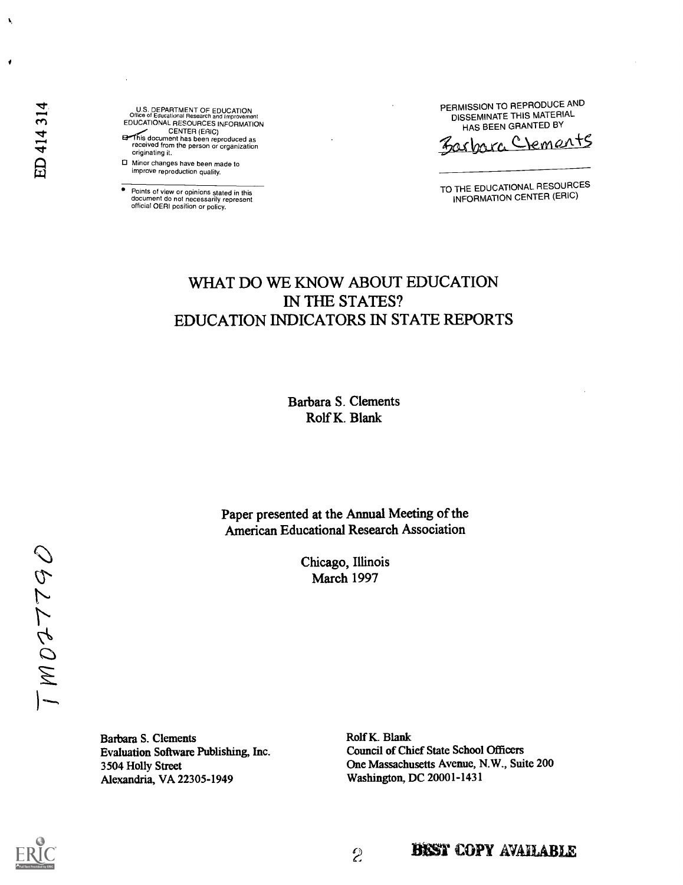ED 414 314

U.S. DEPARTMENT OF EDUCATION
Office of Educational Research and Improvement
EDUCATIONAL RESOURCES INFORMATION CENTER (ERIC)

- This document has been reproduced as received from the person or organization originating it.
- Minor changes have been made to improve reproduction quality.

- Points of view or opinions stated in this document do not necessarily represent official OERI position or policy.

PERMISSION TO REPRODUCE AND DISSEMINATE THIS MATERIAL HAS BEEN GRANTED BY

Barbara Clements

TO THE EDUCATIONAL RESOURCES INFORMATION CENTER (ERIC)

# WHAT DO WE KNOW ABOUT EDUCATION IN THE STATES? EDUCATION INDICATORS IN STATE REPORTS

Barbara S. Clements
Rolf K. Blank

Paper presented at the Annual Meeting of the American Educational Research Association

Chicago, Illinois
March 1997

TM027790

Barbara S. Clements
Evaluation Software Publishing, Inc.
3504 Holly Street
Alexandria, VA 22305-1949

Rolf K. Blank
Council of Chief State School Officers
One Massachusetts Avenue, N.W., Suite 200
Washington, DC 20001-1431

BEST COPY AVAILABLE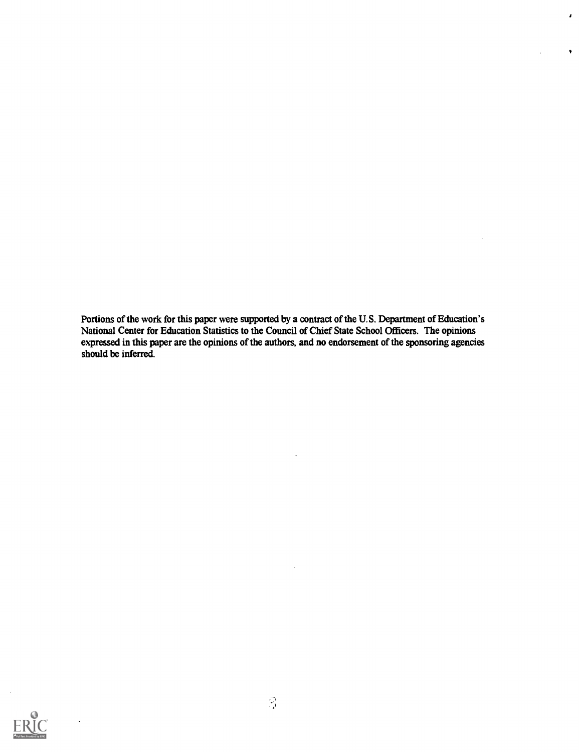Portions of the work for this paper were supported by a contract of the U.S. Department of Education's National Center for Education Statistics to the Council of Chief State School Officers. The opinions expressed in this paper are the opinions of the authors, and no endorsement of the sponsoring agencies should be inferred.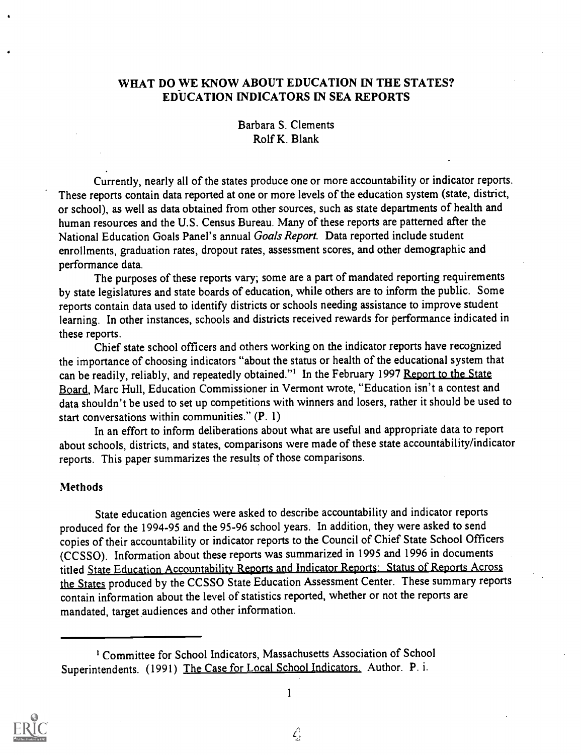# WHAT DO WE KNOW ABOUT EDUCATION IN THE STATES? EDUCATION INDICATORS IN SEA REPORTS

Barbara S. Clements
Rolf K. Blank

Currently, nearly all of the states produce one or more accountability or indicator reports. These reports contain data reported at one or more levels of the education system (state, district, or school), as well as data obtained from other sources, such as state departments of health and human resources and the U.S. Census Bureau. Many of these reports are patterned after the National Education Goals Panel's annual *Goals Report*. Data reported include student enrollments, graduation rates, dropout rates, assessment scores, and other demographic and performance data.

The purposes of these reports vary; some are a part of mandated reporting requirements by state legislatures and state boards of education, while others are to inform the public. Some reports contain data used to identify districts or schools needing assistance to improve student learning. In other instances, schools and districts received rewards for performance indicated in these reports.

Chief state school officers and others working on the indicator reports have recognized the importance of choosing indicators "about the status or health of the educational system that can be readily, reliably, and repeatedly obtained."[1] In the February 1997 Report to the State Board, Marc Hull, Education Commissioner in Vermont wrote, "Education isn't a contest and data shouldn't be used to set up competitions with winners and losers, rather it should be used to start conversations within communities." (P. 1)

In an effort to inform deliberations about what are useful and appropriate data to report about schools, districts, and states, comparisons were made of these state accountability/indicator reports. This paper summarizes the results of those comparisons.

## Methods

State education agencies were asked to describe accountability and indicator reports produced for the 1994-95 and the 95-96 school years. In addition, they were asked to send copies of their accountability or indicator reports to the Council of Chief State School Officers (CCSSO). Information about these reports was summarized in 1995 and 1996 in documents titled State Education Accountability Reports and Indicator Reports: Status of Reports Across the States produced by the CCSSO State Education Assessment Center. These summary reports contain information about the level of statistics reported, whether or not the reports are mandated, target audiences and other information.

---

[1] Committee for School Indicators, Massachusetts Association of School Superintendents. (1991) The Case for Local School Indicators. Author. P. i.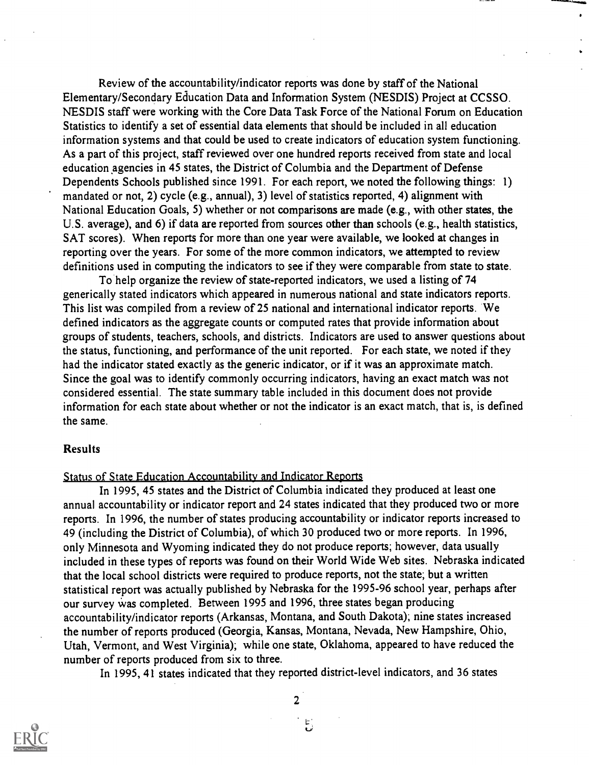Review of the accountability/indicator reports was done by staff of the National Elementary/Secondary Education Data and Information System (NESDIS) Project at CCSSO. NESDIS staff were working with the Core Data Task Force of the National Forum on Education Statistics to identify a set of essential data elements that should be included in all education information systems and that could be used to create indicators of education system functioning. As a part of this project, staff reviewed over one hundred reports received from state and local education agencies in 45 states, the District of Columbia and the Department of Defense Dependents Schools published since 1991. For each report, we noted the following things: 1) mandated or not, 2) cycle (e.g., annual), 3) level of statistics reported, 4) alignment with National Education Goals, 5) whether or not comparisons are made (e.g., with other states, the U.S. average), and 6) if data are reported from sources other than schools (e.g., health statistics, SAT scores). When reports for more than one year were available, we looked at changes in reporting over the years. For some of the more common indicators, we attempted to review definitions used in computing the indicators to see if they were comparable from state to state.

To help organize the review of state-reported indicators, we used a listing of 74 generically stated indicators which appeared in numerous national and state indicators reports. This list was compiled from a review of 25 national and international indicator reports. We defined indicators as the aggregate counts or computed rates that provide information about groups of students, teachers, schools, and districts. Indicators are used to answer questions about the status, functioning, and performance of the unit reported. For each state, we noted if they had the indicator stated exactly as the generic indicator, or if it was an approximate match. Since the goal was to identify commonly occurring indicators, having an exact match was not considered essential. The state summary table included in this document does not provide information for each state about whether or not the indicator is an exact match, that is, is defined the same.

## Results

### Status of State Education Accountability and Indicator Reports

In 1995, 45 states and the District of Columbia indicated they produced at least one annual accountability or indicator report and 24 states indicated that they produced two or more reports. In 1996, the number of states producing accountability or indicator reports increased to 49 (including the District of Columbia), of which 30 produced two or more reports. In 1996, only Minnesota and Wyoming indicated they do not produce reports; however, data usually included in these types of reports was found on their World Wide Web sites. Nebraska indicated that the local school districts were required to produce reports, not the state; but a written statistical report was actually published by Nebraska for the 1995-96 school year, perhaps after our survey was completed. Between 1995 and 1996, three states began producing accountability/indicator reports (Arkansas, Montana, and South Dakota); nine states increased the number of reports produced (Georgia, Kansas, Montana, Nevada, New Hampshire, Ohio, Utah, Vermont, and West Virginia); while one state, Oklahoma, appeared to have reduced the number of reports produced from six to three.

In 1995, 41 states indicated that they reported district-level indicators, and 36 states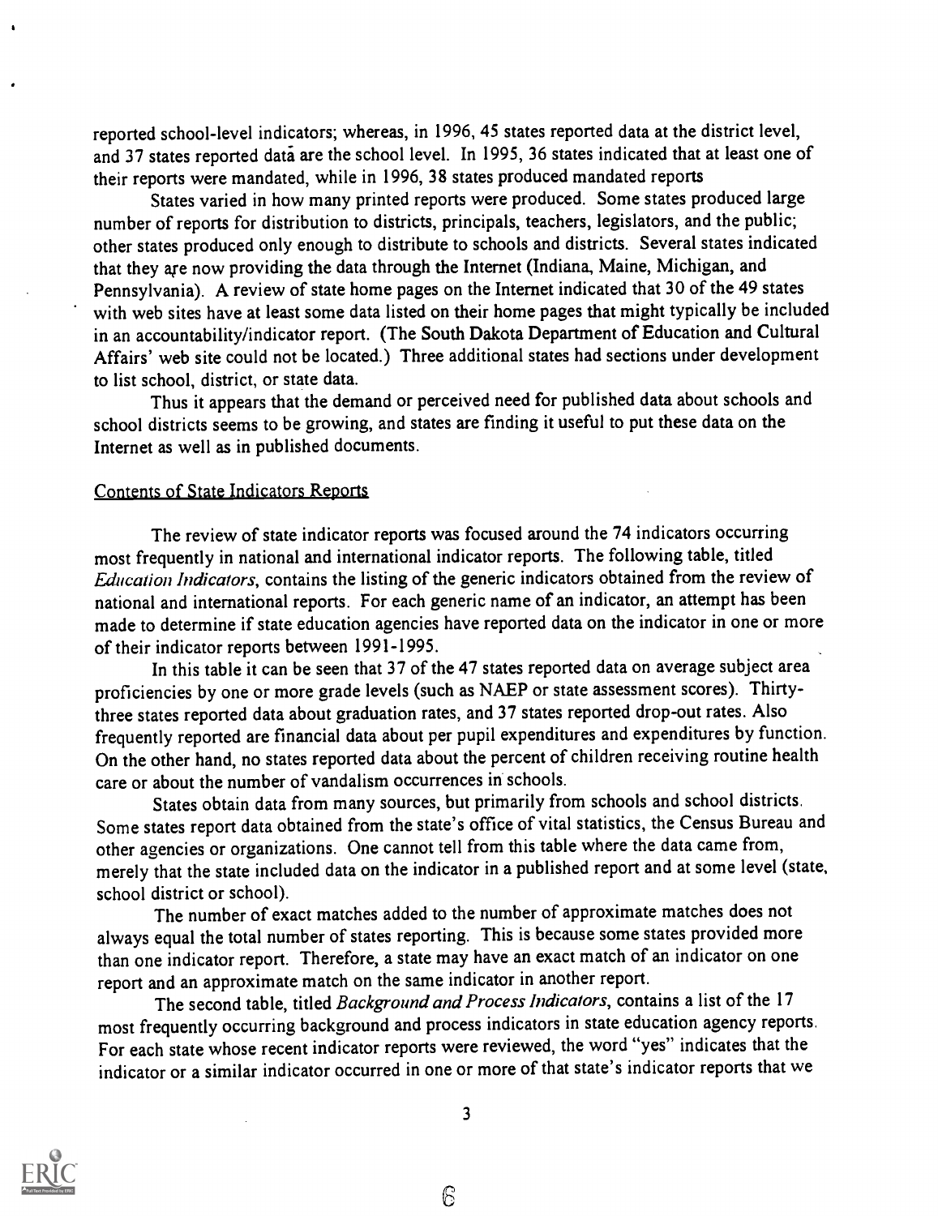reported school-level indicators; whereas, in 1996, 45 states reported data at the district level, and 37 states reported data are the school level. In 1995, 36 states indicated that at least one of their reports were mandated, while in 1996, 38 states produced mandated reports

States varied in how many printed reports were produced. Some states produced large number of reports for distribution to districts, principals, teachers, legislators, and the public; other states produced only enough to distribute to schools and districts. Several states indicated that they are now providing the data through the Internet (Indiana, Maine, Michigan, and Pennsylvania). A review of state home pages on the Internet indicated that 30 of the 49 states with web sites have at least some data listed on their home pages that might typically be included in an accountability/indicator report. (The South Dakota Department of Education and Cultural Affairs' web site could not be located.) Three additional states had sections under development to list school, district, or state data.

Thus it appears that the demand or perceived need for published data about schools and school districts seems to be growing, and states are finding it useful to put these data on the Internet as well as in published documents.

## Contents of State Indicators Reports

The review of state indicator reports was focused around the 74 indicators occurring most frequently in national and international indicator reports. The following table, titled *Education Indicators*, contains the listing of the generic indicators obtained from the review of national and international reports. For each generic name of an indicator, an attempt has been made to determine if state education agencies have reported data on the indicator in one or more of their indicator reports between 1991-1995.

In this table it can be seen that 37 of the 47 states reported data on average subject area proficiencies by one or more grade levels (such as NAEP or state assessment scores). Thirty-three states reported data about graduation rates, and 37 states reported drop-out rates. Also frequently reported are financial data about per pupil expenditures and expenditures by function. On the other hand, no states reported data about the percent of children receiving routine health care or about the number of vandalism occurrences in schools.

States obtain data from many sources, but primarily from schools and school districts. Some states report data obtained from the state's office of vital statistics, the Census Bureau and other agencies or organizations. One cannot tell from this table where the data came from, merely that the state included data on the indicator in a published report and at some level (state, school district or school).

The number of exact matches added to the number of approximate matches does not always equal the total number of states reporting. This is because some states provided more than one indicator report. Therefore, a state may have an exact match of an indicator on one report and an approximate match on the same indicator in another report.

The second table, titled *Background and Process Indicators*, contains a list of the 17 most frequently occurring background and process indicators in state education agency reports. For each state whose recent indicator reports were reviewed, the word "yes" indicates that the indicator or a similar indicator occurred in one or more of that state's indicator reports that we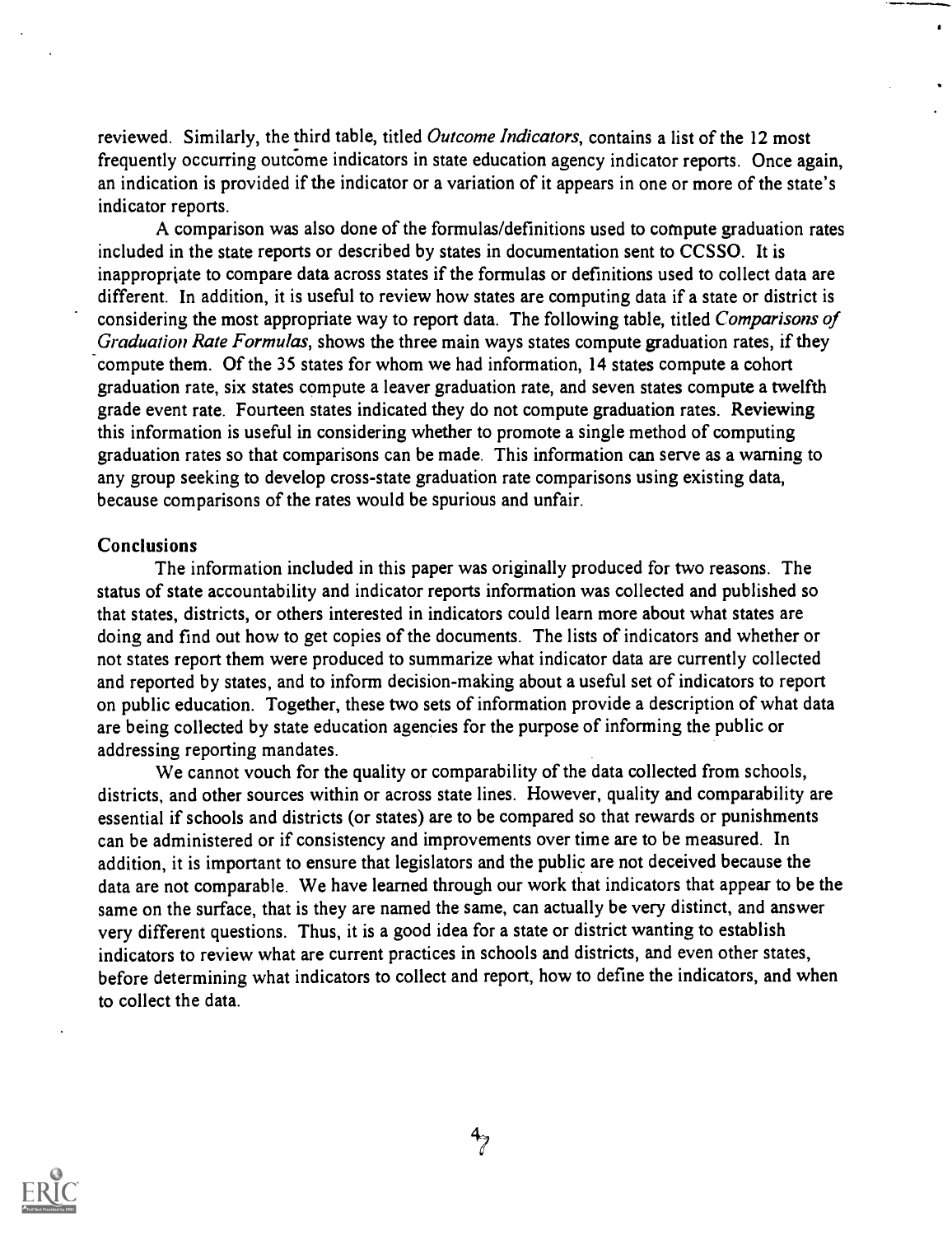reviewed. Similarly, the third table, titled *Outcome Indicators*, contains a list of the 12 most frequently occurring outcome indicators in state education agency indicator reports. Once again, an indication is provided if the indicator or a variation of it appears in one or more of the state's indicator reports.

A comparison was also done of the formulas/definitions used to compute graduation rates included in the state reports or described by states in documentation sent to CCSSO. It is inappropriate to compare data across states if the formulas or definitions used to collect data are different. In addition, it is useful to review how states are computing data if a state or district is considering the most appropriate way to report data. The following table, titled *Comparisons of Graduation Rate Formulas*, shows the three main ways states compute graduation rates, if they compute them. Of the 35 states for whom we had information, 14 states compute a cohort graduation rate, six states compute a leaver graduation rate, and seven states compute a twelfth grade event rate. Fourteen states indicated they do not compute graduation rates. Reviewing this information is useful in considering whether to promote a single method of computing graduation rates so that comparisons can be made. This information can serve as a warning to any group seeking to develop cross-state graduation rate comparisons using existing data, because comparisons of the rates would be spurious and unfair.

## Conclusions

The information included in this paper was originally produced for two reasons. The status of state accountability and indicator reports information was collected and published so that states, districts, or others interested in indicators could learn more about what states are doing and find out how to get copies of the documents. The lists of indicators and whether or not states report them were produced to summarize what indicator data are currently collected and reported by states, and to inform decision-making about a useful set of indicators to report on public education. Together, these two sets of information provide a description of what data are being collected by state education agencies for the purpose of informing the public or addressing reporting mandates.

We cannot vouch for the quality or comparability of the data collected from schools, districts, and other sources within or across state lines. However, quality and comparability are essential if schools and districts (or states) are to be compared so that rewards or punishments can be administered or if consistency and improvements over time are to be measured. In addition, it is important to ensure that legislators and the public are not deceived because the data are not comparable. We have learned through our work that indicators that appear to be the same on the surface, that is they are named the same, can actually be very distinct, and answer very different questions. Thus, it is a good idea for a state or district wanting to establish indicators to review what are current practices in schools and districts, and even other states, before determining what indicators to collect and report, how to define the indicators, and when to collect the data.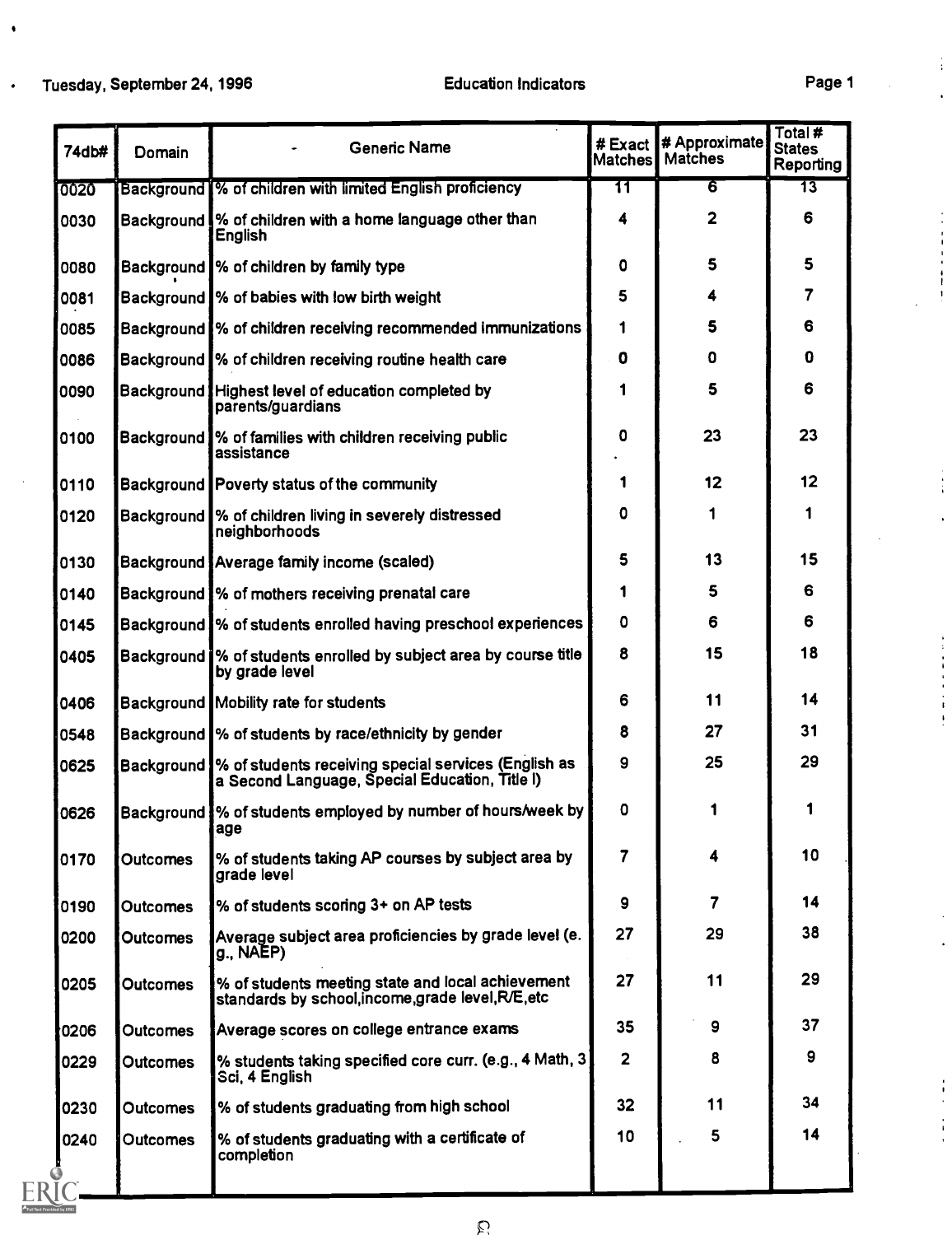| 74db# | Domain | Generic Name | # Exact Matches | # Approximate Matches | Total # States Reporting |
|---|---|---|---|---|---|
| 0020 | Background | % of children with limited English proficiency | 11 | 6 | 13 |
| 0030 | Background | % of children with a home language other than English | 4 | 2 | 6 |
| 0080 | Background | % of children by family type | 0 | 5 | 5 |
| 0081 | Background | % of babies with low birth weight | 5 | 4 | 7 |
| 0085 | Background | % of children receiving recommended immunizations | 1 | 5 | 6 |
| 0086 | Background | % of children receiving routine health care | 0 | 0 | 0 |
| 0090 | Background | Highest level of education completed by parents/guardians | 1 | 5 | 6 |
| 0100 | Background | % of families with children receiving public assistance | 0 | 23 | 23 |
| 0110 | Background | Poverty status of the community | 1 | 12 | 12 |
| 0120 | Background | % of children living in severely distressed neighborhoods | 0 | 1 | 1 |
| 0130 | Background | Average family income (scaled) | 5 | 13 | 15 |
| 0140 | Background | % of mothers receiving prenatal care | 1 | 5 | 6 |
| 0145 | Background | % of students enrolled having preschool experiences | 0 | 6 | 6 |
| 0405 | Background | % of students enrolled by subject area by course title by grade level | 8 | 15 | 18 |
| 0406 | Background | Mobility rate for students | 6 | 11 | 14 |
| 0548 | Background | % of students by race/ethnicity by gender | 8 | 27 | 31 |
| 0625 | Background | % of students receiving special services (English as a Second Language, Special Education, Title I) | 9 | 25 | 29 |
| 0626 | Background | % of students employed by number of hours/week by age | 0 | 1 | 1 |
| 0170 | Outcomes | % of students taking AP courses by subject area by grade level | 7 | 4 | 10 |
| 0190 | Outcomes | % of students scoring 3+ on AP tests | 9 | 7 | 14 |
| 0200 | Outcomes | Average subject area proficiencies by grade level (e. g., NAEP) | 27 | 29 | 38 |
| 0205 | Outcomes | % of students meeting state and local achievement standards by school,income,grade level,R/E,etc | 27 | 11 | 29 |
| 0206 | Outcomes | Average scores on college entrance exams | 35 | 9 | 37 |
| 0229 | Outcomes | % students taking specified core curr. (e.g., 4 Math, 3 Sci, 4 English | 2 | 8 | 9 |
| 0230 | Outcomes | % of students graduating from high school | 32 | 11 | 34 |
| 0240 | Outcomes | % of students graduating with a certificate of completion | 10 | 5 | 14 |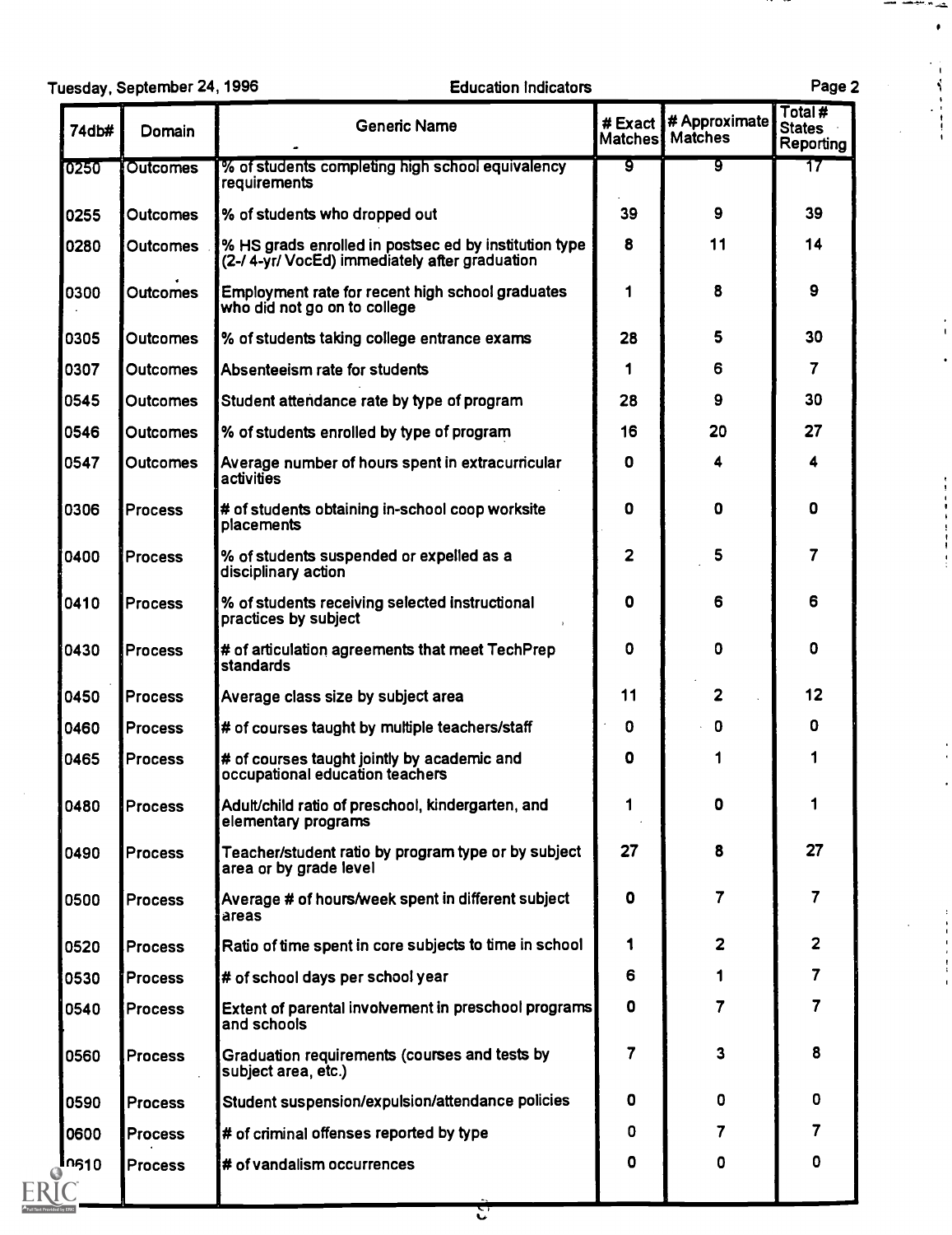| 74db# | Domain | Generic Name | # Exact Matches | # Approximate Matches | Total # States Reporting |
|---|---|---|---|---|---|
| 0250 | Outcomes | % of students completing high school equivalency requirements | 9 | 9 | 17 |
| 0255 | Outcomes | % of students who dropped out | 39 | 9 | 39 |
| 0280 | Outcomes | % HS grads enrolled in postsec ed by institution type (2-/ 4-yr/ VocEd) immediately after graduation | 8 | 11 | 14 |
| 0300 | Outcomes | Employment rate for recent high school graduates who did not go on to college | 1 | 8 | 9 |
| 0305 | Outcomes | % of students taking college entrance exams | 28 | 5 | 30 |
| 0307 | Outcomes | Absenteeism rate for students | 1 | 6 | 7 |
| 0545 | Outcomes | Student attendance rate by type of program | 28 | 9 | 30 |
| 0546 | Outcomes | % of students enrolled by type of program | 16 | 20 | 27 |
| 0547 | Outcomes | Average number of hours spent in extracurricular activities | 0 | 4 | 4 |
| 0306 | Process | # of students obtaining in-school coop worksite placements | 0 | 0 | 0 |
| 0400 | Process | % of students suspended or expelled as a disciplinary action | 2 | 5 | 7 |
| 0410 | Process | % of students receiving selected instructional practices by subject | 0 | 6 | 6 |
| 0430 | Process | # of articulation agreements that meet TechPrep standards | 0 | 0 | 0 |
| 0450 | Process | Average class size by subject area | 11 | 2 | 12 |
| 0460 | Process | # of courses taught by multiple teachers/staff | 0 | 0 | 0 |
| 0465 | Process | # of courses taught jointly by academic and occupational education teachers | 0 | 1 | 1 |
| 0480 | Process | Adult/child ratio of preschool, kindergarten, and elementary programs | 1 | 0 | 1 |
| 0490 | Process | Teacher/student ratio by program type or by subject area or by grade level | 27 | 8 | 27 |
| 0500 | Process | Average # of hours/week spent in different subject areas | 0 | 7 | 7 |
| 0520 | Process | Ratio of time spent in core subjects to time in school | 1 | 2 | 2 |
| 0530 | Process | # of school days per school year | 6 | 1 | 7 |
| 0540 | Process | Extent of parental involvement in preschool programs and schools | 0 | 7 | 7 |
| 0560 | Process | Graduation requirements (courses and tests by subject area, etc.) | 7 | 3 | 8 |
| 0590 | Process | Student suspension/expulsion/attendance policies | 0 | 0 | 0 |
| 0600 | Process | # of criminal offenses reported by type | 0 | 7 | 7 |
| 0610 | Process | # of vandalism occurrences | 0 | 0 | 0 |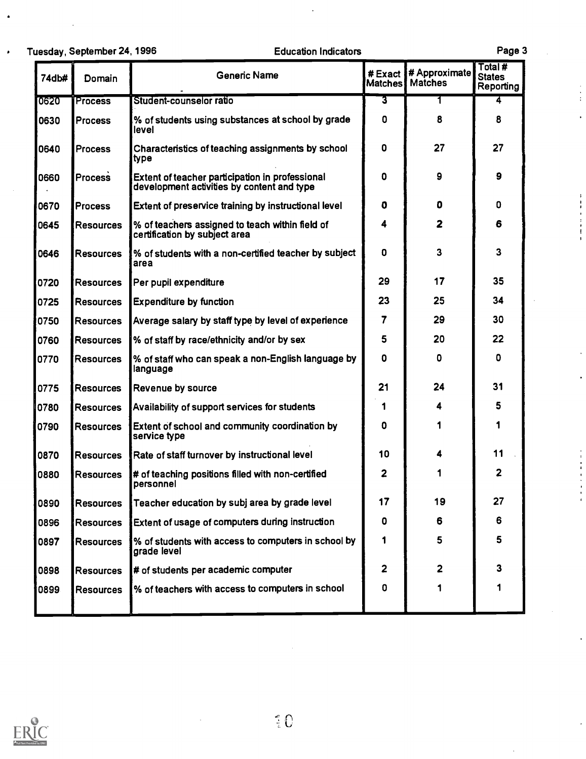| 74db# | Domain | Generic Name | # Exact Matches | # Approximate Matches | Total # States Reporting |
|---|---|---|---|---|---|
| 0620 | Process | Student-counselor ratio | 3 | 1 | 4 |
| 0630 | Process | % of students using substances at school by grade level | 0 | 8 | 8 |
| 0640 | Process | Characteristics of teaching assignments by school type | 0 | 27 | 27 |
| 0660 | Process | Extent of teacher participation in professional development activities by content and type | 0 | 9 | 9 |
| 0670 | Process | Extent of preservice training by instructional level | 0 | 0 | 0 |
| 0645 | Resources | % of teachers assigned to teach within field of certification by subject area | 4 | 2 | 6 |
| 0646 | Resources | % of students with a non-certified teacher by subject area | 0 | 3 | 3 |
| 0720 | Resources | Per pupil expenditure | 29 | 17 | 35 |
| 0725 | Resources | Expenditure by function | 23 | 25 | 34 |
| 0750 | Resources | Average salary by staff type by level of experience | 7 | 29 | 30 |
| 0760 | Resources | % of staff by race/ethnicity and/or by sex | 5 | 20 | 22 |
| 0770 | Resources | % of staff who can speak a non-English language by language | 0 | 0 | 0 |
| 0775 | Resources | Revenue by source | 21 | 24 | 31 |
| 0780 | Resources | Availability of support services for students | 1 | 4 | 5 |
| 0790 | Resources | Extent of school and community coordination by service type | 0 | 1 | 1 |
| 0870 | Resources | Rate of staff turnover by instructional level | 10 | 4 | 11 |
| 0880 | Resources | # of teaching positions filled with non-certified personnel | 2 | 1 | 2 |
| 0890 | Resources | Teacher education by subj area by grade level | 17 | 19 | 27 |
| 0896 | Resources | Extent of usage of computers during instruction | 0 | 6 | 6 |
| 0897 | Resources | % of students with access to computers in school by grade level | 1 | 5 | 5 |
| 0898 | Resources | # of students per academic computer | 2 | 2 | 3 |
| 0899 | Resources | % of teachers with access to computers in school | 0 | 1 | 1 |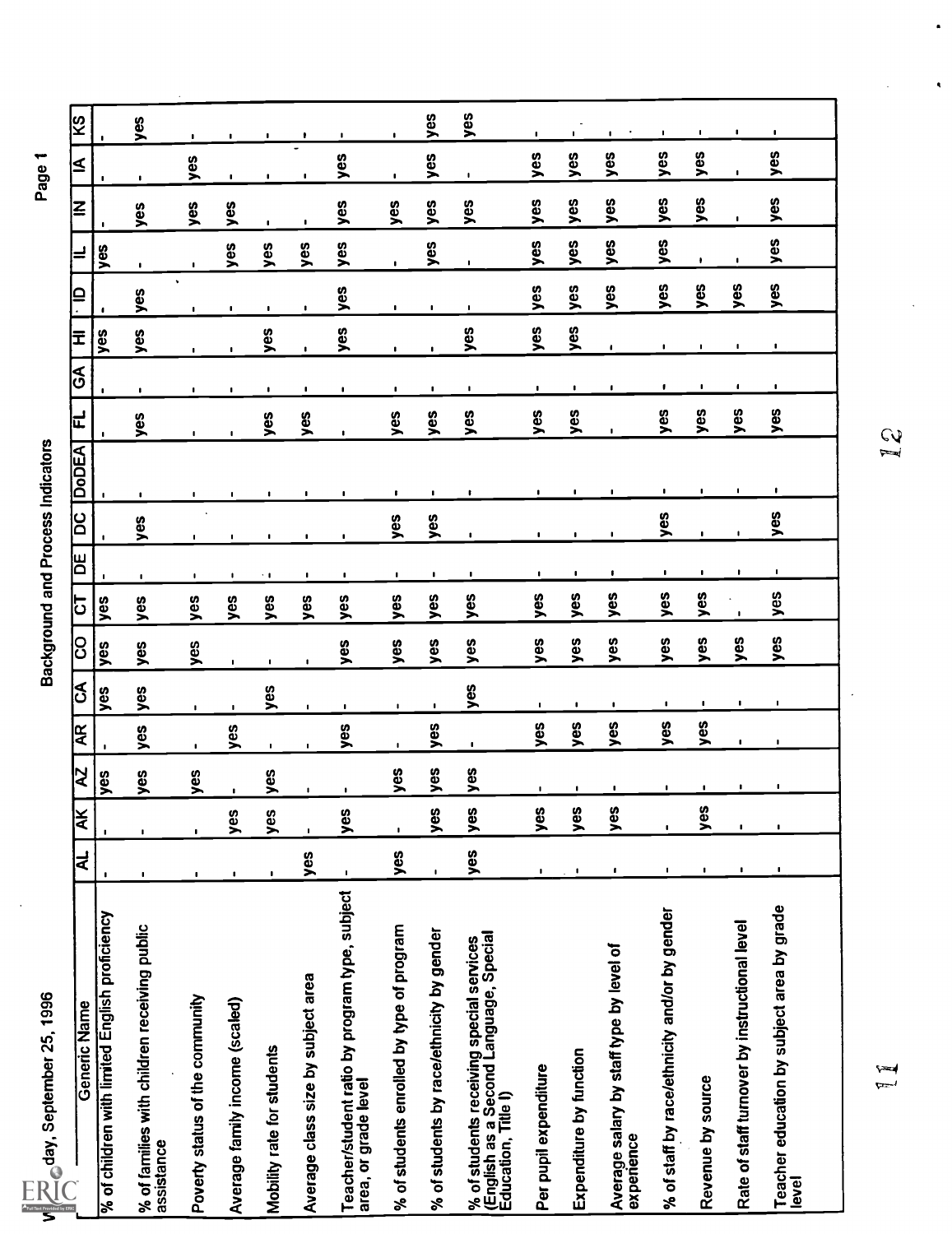Wednesday, September 25, 1996

# Background and Process Indicators

Page 1

| Generic Name | AL | AK | AZ | AR | CA | CO | CT | DE | DC | DoDEA | FL | GA | HI | ID | IL | IN | IA | KS |
|---|---|---|---|---|---|---|---|---|---|---|---|---|---|---|---|---|---|---|
| % of children with limited English proficiency | - | - | yes | - | yes | yes | yes | - | - | - | - | - | yes | - | yes | - | - | - |
| % of families with children receiving public assistance | - | - | yes | yes | yes | yes | yes | - | yes | - | yes | - | yes | yes | - | yes | - | yes |
| Poverty status of the community | - | - | yes | - | - | yes | yes | - | - | - | - | - | - | - | - | yes | yes | - |
| Average family income (scaled) | - | yes | - | yes | - | - | yes | - | - | - | - | - | - | - | yes | yes | - | - |
| Mobility rate for students | - | yes | yes | - | yes | - | yes | - | - | - | yes | - | yes | - | yes | - | - | - |
| Average class size by subject area | yes | - | - | - | - | - | yes | - | - | - | yes | - | - | - | yes | - | - | - |
| Teacher/student ratio by program type, subject area, or grade level | - | yes | - | yes | - | yes | yes | - | - | - | - | - | yes | yes | yes | yes | yes | - |
| % of students enrolled by type of program | yes | - | yes | - | - | yes | yes | - | yes | - | yes | - | - | - | - | yes | - | - |
| % of students by race/ethnicity by gender | - | yes | yes | yes | - | yes | yes | - | yes | - | yes | - | - | - | yes | yes | yes | yes |
| % of students receiving special services (English as a Second Language, Special Education, Title I) | yes | yes | yes | - | yes | yes | yes | - | - | - | yes | - | yes | - | - | yes | - | yes |
| Per pupil expenditure | - | yes | - | yes | - | yes | yes | - | - | - | yes | - | yes | yes | yes | yes | yes | - |
| Expenditure by function | - | yes | - | yes | - | yes | yes | - | - | - | yes | - | yes | yes | yes | yes | yes | - |
| Average salary by staff type by level of experience | - | yes | - | yes | - | yes | yes | - | - | - | - | - | - | yes | yes | yes | yes | - |
| % of staff by race/ethnicity and/or by gender | - | - | - | yes | - | yes | yes | - | yes | - | yes | - | - | yes | yes | yes | yes | - |
| Revenue by source | - | yes | - | yes | - | yes | yes | - | - | - | yes | - | - | yes | - | yes | yes | - |
| Rate of staff turnover by instructional level | - | - | - | - | - | yes | - | - | - | - | yes | - | - | yes | - | - | - | - |
| Teacher education by subject area by grade level | - | - | - | - | - | yes | yes | - | yes | - | yes | - | - | yes | yes | yes | yes | - |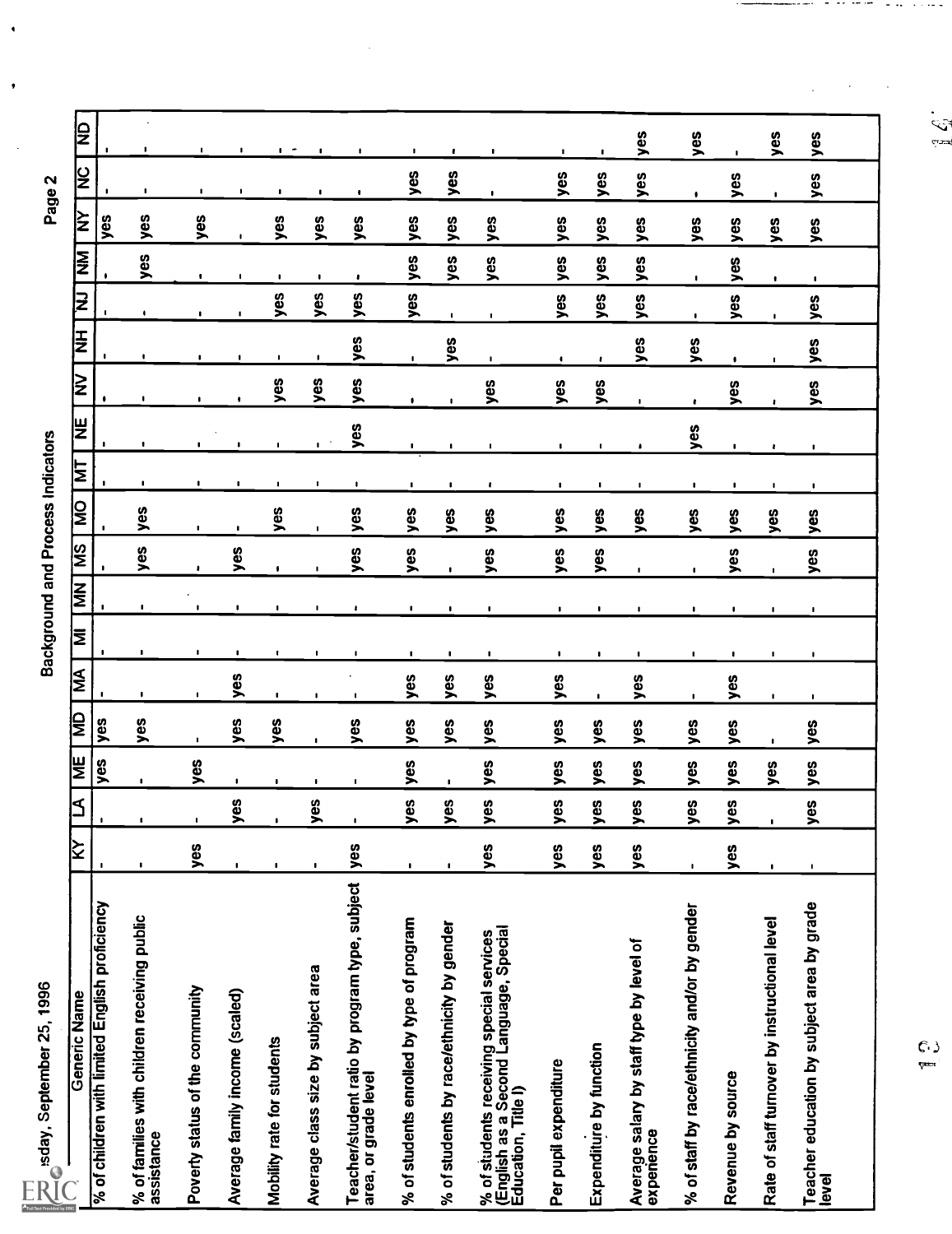# Background and Process Indicators

| Generic Name | KY | LA | ME | MD | MA | MI | MN | MS | MO | MT | NE | NV | NH | NJ | NM | NY | NC | ND |
|---|---|---|---|---|---|---|---|---|---|---|---|---|---|---|---|---|---|---|
| % of children with limited English proficiency | - | - | yes | yes | - | - | - | - | - | - | - | - | - | - | - | yes | - | - |
| % of families with children receiving public assistance | - | - | - | yes | - | - | - | yes | yes | - | - | - | - | - | yes | yes | - | - |
| Poverty status of the community | yes | - | yes | - | - | - | - | - | - | - | - | - | - | - | - | yes | - | - |
| Average family income (scaled) | - | yes | - | yes | yes | - | - | yes | - | - | - | - | - | - | - | - | - | - |
| Mobility rate for students | - | - | - | yes | - | - | - | - | yes | - | - | yes | - | yes | - | yes | - | - |
| Average class size by subject area | - | yes | - | - | - | - | - | - | - | - | - | yes | - | yes | - | yes | - | - |
| Teacher/student ratio by program type, subject area, or grade level | yes | - | - | yes | - | - | - | yes | yes | - | yes | yes | yes | yes | - | yes | - | - |
| % of students enrolled by type of program | - | yes | yes | yes | yes | - | - | yes | yes | - | - | - | - | yes | yes | yes | yes | - |
| % of students by race/ethnicity by gender | - | yes | - | yes | yes | - | - | - | yes | - | - | - | yes | - | yes | yes | yes | - |
| % of students receiving special services (English as a Second Language, Special Education, Title I) | yes | yes | yes | yes | yes | - | - | yes | yes | - | - | yes | - | - | yes | yes | - | - |
| Per pupil expenditure | yes | yes | yes | yes | yes | - | - | yes | yes | - | - | yes | - | yes | yes | yes | yes | - |
| Expenditure by function | yes | yes | yes | yes | - | - | - | yes | yes | - | - | yes | - | yes | yes | yes | yes | - |
| Average salary by staff type by level of experience | yes | yes | yes | yes | yes | - | - | - | yes | - | - | - | yes | yes | yes | yes | yes | yes |
| % of staff by race/ethnicity and/or by gender | - | yes | yes | yes | - | - | - | - | yes | - | yes | - | yes | - | - | yes | - | yes |
| Revenue by source | yes | yes | yes | yes | yes | - | - | yes | yes | - | - | yes | - | yes | yes | yes | yes | - |
| Rate of staff turnover by instructional level | - | - | yes | - | - | - | - | - | yes | - | - | - | - | - | - | yes | - | yes |
| Teacher education by subject area by grade level | - | yes | yes | yes | - | - | - | yes | yes | - | - | yes | yes | yes | - | yes | yes | yes |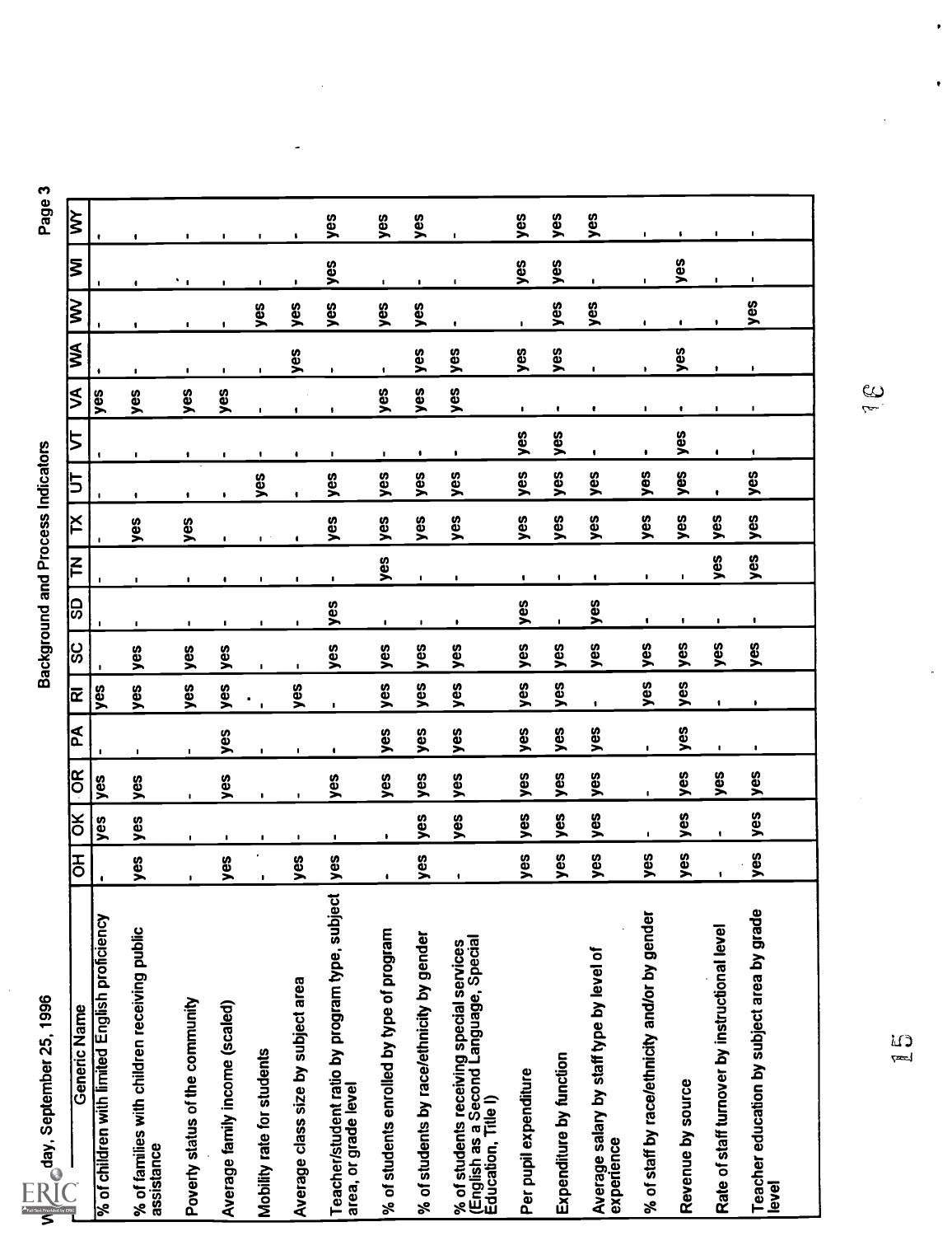# Background and Process Indicators

| Generic Name | OH | OK | OR | PA | RI | SC | SD | TN | TX | UT | VT | VA | WA | WV | WI | WY |
|---|---|---|---|---|---|---|---|---|---|---|---|---|---|---|---|---|
| % of children with limited English proficiency | - | yes | yes | - | yes | - | - | - | - | - | - | yes | - | - | - | - |
| % of families with children receiving public assistance | yes | yes | yes | - | yes | yes | - | - | yes | - | - | yes | - | - | - | - |
| Poverty status of the community | - | - | - | - | yes | yes | - | - | yes | - | - | yes | - | - | - | - |
| Average family income (scaled) | yes | - | yes | yes | yes | yes | - | - | - | - | - | yes | - | - | - | - |
| Mobility rate for students | - | - | - | - | - | - | - | - | - | yes | - | - | - | yes | - | - |
| Average class size by subject area | yes | - | - | - | yes | - | - | - | - | - | - | - | yes | yes | - | - |
| Teacher/student ratio by program type, subject area, or grade level | yes | - | yes | - | - | yes | yes | - | yes | yes | - | - | - | yes | yes | yes |
| % of students enrolled by type of program | - | - | yes | yes | yes | yes | - | yes | yes | yes | - | yes | - | yes | - | yes |
| % of students by race/ethnicity by gender | yes | yes | yes | yes | yes | yes | - | - | yes | yes | - | yes | yes | yes | - | yes |
| % of students receiving special services (English as a Second Language, Special Education, Title I) | - | yes | yes | yes | yes | yes | - | - | yes | yes | - | yes | yes | - | - | - |
| Per pupil expenditure | yes | yes | yes | yes | yes | yes | yes | - | yes | yes | yes | - | yes | - | yes | yes |
| Expenditure by function | yes | yes | yes | yes | yes | yes | - | - | yes | yes | yes | - | yes | yes | yes | yes |
| Average salary by staff type by level of experience | yes | yes | yes | yes | - | yes | yes | - | yes | yes | - | - | - | yes | - | yes |
| % of staff by race/ethnicity and/or by gender | yes | - | - | - | yes | yes | - | - | yes | yes | - | - | - | - | - | - |
| Revenue by source | yes | yes | yes | yes | yes | yes | - | - | yes | yes | yes | - | yes | - | yes | - |
| Rate of staff turnover by instructional level | - | - | yes | - | - | yes | - | yes | yes | - | - | - | - | - | - | - |
| Teacher education by subject area by grade level | yes | yes | yes | - | - | yes | - | yes | yes | yes | - | - | - | yes | - | - |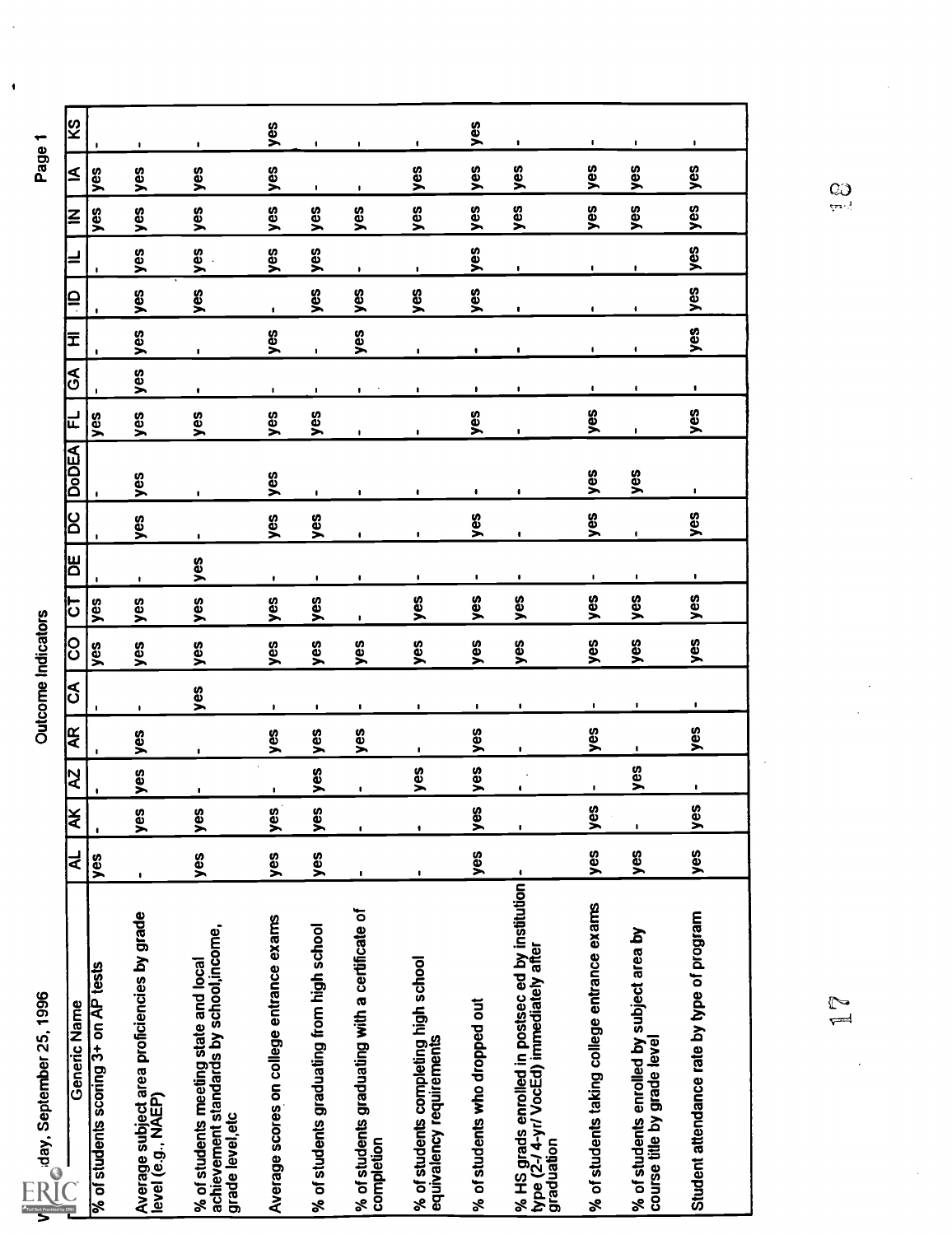# Outcome Indicators

| Generic Name | AL | AK | AZ | AR | CA | CO | CT | DE | DC | DoDEA | FL | GA | HI | ID | IL | IN | IA | KS |
|---|---|---|---|---|---|---|---|---|---|---|---|---|---|---|---|---|---|---|
| % of students scoring 3+ on AP tests | yes | - | - | - | - | yes | yes | - | - | - | yes | - | - | - | - | yes | yes | - |
| Average subject area proficiencies by grade level (e.g., NAEP) | - | yes | yes | yes | - | yes | yes | - | yes | yes | yes | yes | yes | yes | yes | yes | yes | - |
| % of students meeting state and local achievement standards by school,income, grade level,etc | yes | yes | - | - | yes | yes | yes | yes | - | - | yes | - | - | yes | yes | yes | yes | - |
| Average scores on college entrance exams | yes | yes | - | yes | - | yes | yes | - | yes | yes | yes | - | yes | - | yes | yes | yes | yes |
| % of students graduating from high school | yes | yes | yes | yes | - | yes | yes | - | yes | - | yes | - | - | yes | yes | yes | - | - |
| % of students graduating with a certificate of completion | - | - | - | yes | - | yes | - | - | - | - | - | - | yes | yes | - | yes | - | - |
| % of students completing high school equivalency requirements | - | - | yes | - | - | yes | yes | - | - | - | - | - | - | yes | - | yes | yes | - |
| % of students who dropped out | yes | yes | yes | yes | - | yes | yes | - | yes | - | yes | - | - | yes | yes | yes | yes | yes |
| % HS grads enrolled in postsec ed by institution type (2-/ 4-yr/ VocEd) immediately after graduation | - | - | - | - | - | yes | yes | - | - | - | - | - | - | - | - | yes | yes | - |
| % of students taking college entrance exams | yes | yes | - | yes | - | yes | yes | - | yes | yes | yes | - | - | - | - | yes | yes | - |
| % of students enrolled by subject area by course title by grade level | yes | - | yes | - | - | yes | yes | - | - | yes | - | - | - | - | - | yes | yes | - |
| Student attendance rate by type of program | yes | yes | - | yes | - | yes | yes | - | yes | - | yes | - | yes | yes | yes | yes | yes | - |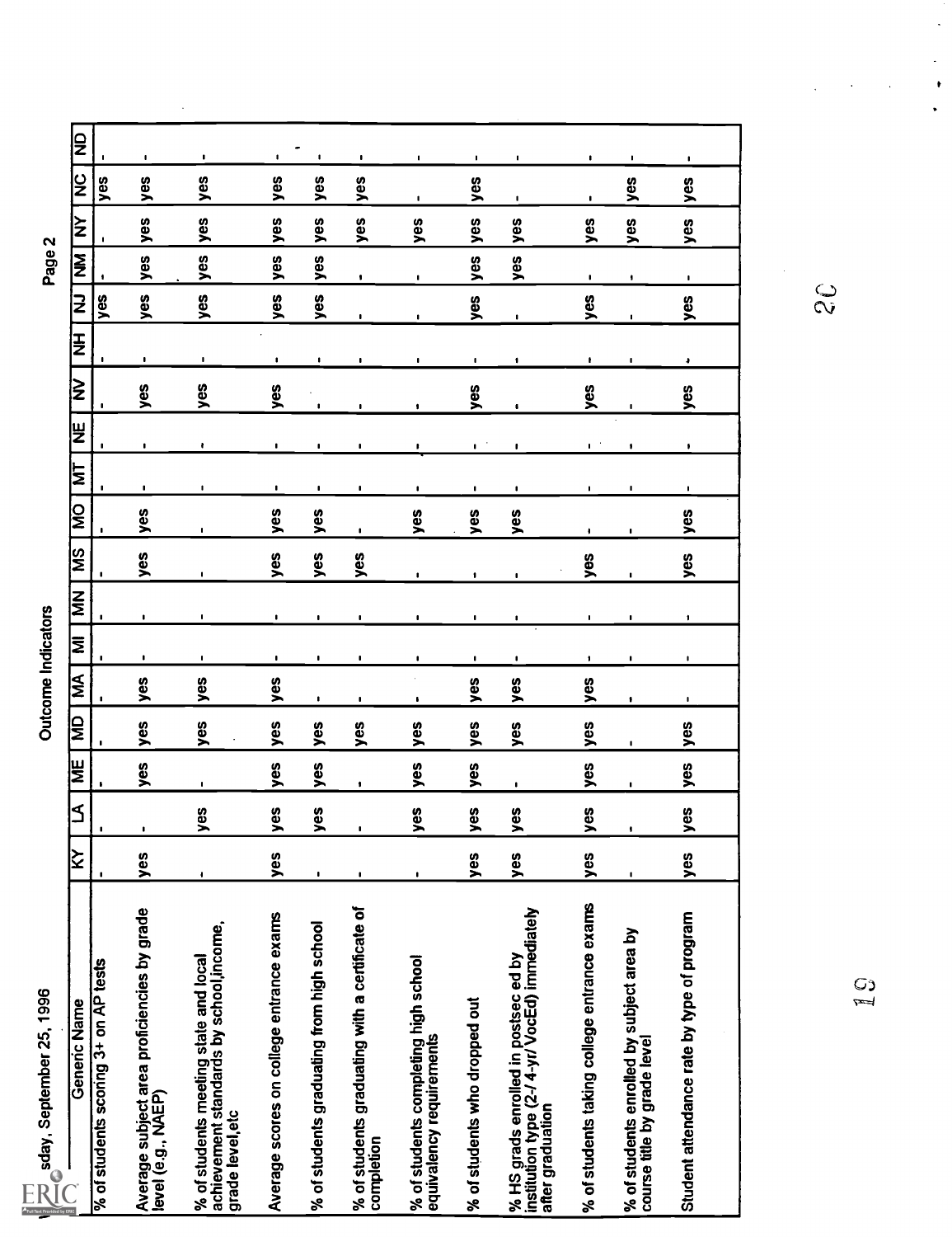# Outcome Indicators

| Generic Name | KY | LA | ME | MD | MA | MI | MN | MS | MO | MT | NE | NV | NH | NJ | NM | NY | NC | ND |
|---|---|---|---|---|---|---|---|---|---|---|---|---|---|---|---|---|---|---|
| % of students scoring 3+ on AP tests | - | - | - | - | - | - | - | - | - | - | - | - | - | yes | - | - | yes | - |
| Average subject area proficiencies by grade level (e.g., NAEP) | yes | - | yes | yes | yes | - | - | yes | yes | - | - | yes | - | yes | yes | yes | yes | - |
| % of students meeting state and local achievement standards by school,income, grade level,etc | - | yes | - | yes | yes | - | - | - | - | - | - | yes | - | yes | yes | yes | yes | - |
| Average scores on college entrance exams | yes | yes | yes | yes | yes | - | - | yes | yes | - | - | yes | - | yes | yes | yes | yes | - |
| % of students graduating from high school | - | yes | yes | yes | - | - | - | yes | yes | - | - | - | - | yes | yes | yes | yes | - |
| % of students graduating with a certificate of completion | - | - | - | yes | - | - | - | yes | - | - | - | - | - | - | - | yes | yes | - |
| % of students completing high school equivalency requirements | - | yes | yes | yes | - | - | - | - | yes | - | - | - | - | - | - | yes | - | - |
| % of students who dropped out | yes | yes | yes | yes | yes | - | - | - | yes | - | - | yes | - | yes | yes | yes | yes | - |
| % HS grads enrolled in postsec ed by institution type (2-/ 4-yr/ VocEd) immediately after graduation | yes | yes | - | yes | yes | - | - | - | yes | - | - | - | - | - | yes | yes | - | - |
| % of students taking college entrance exams | yes | yes | yes | yes | yes | - | - | yes | - | - | - | yes | - | yes | - | yes | - | - |
| % of students enrolled by subject area by course title by grade level | - | - | - | - | - | - | - | - | - | - | - | - | - | - | - | yes | yes | - |
| Student attendance rate by type of program | yes | yes | yes | yes | - | - | - | yes | yes | - | - | yes | - | yes | - | yes | yes | - |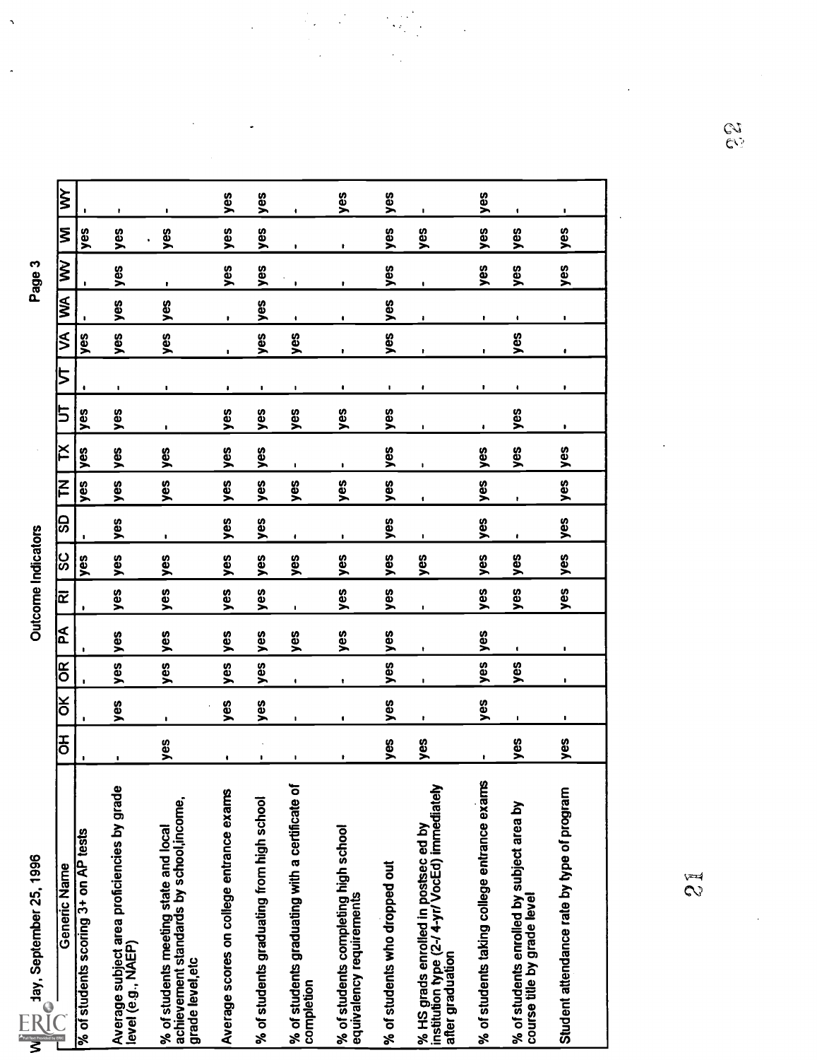# Outcome Indicators

| Generic Name | OH | OK | OR | PA | RI | SC | SD | TN | TX | UT | VT | VA | WA | WV | WI | WY |
|---|---|---|---|---|---|---|---|---|---|---|---|---|---|---|---|---|
| % of students scoring 3+ on AP tests | - | - | - | - | - | yes | - | yes | yes | yes | - | yes | - | - | yes | - |
| Average subject area proficiencies by grade level (e.g., NAEP) | - | yes | yes | yes | yes | yes | yes | yes | yes | yes | - | yes | yes | yes | yes | - |
| % of students meeting state and local achievement standards by school,income, grade level,etc | yes | - | yes | yes | yes | yes | - | yes | yes | - | - | yes | yes | - | yes | - |
| Average scores on college entrance exams | - | yes | yes | yes | yes | yes | yes | yes | yes | yes | - | - | - | yes | yes | yes |
| % of students graduating from high school | - | yes | yes | yes | yes | yes | yes | yes | yes | yes | - | yes | yes | yes | yes | yes |
| % of students graduating with a certificate of completion | - | - | - | yes | - | yes | - | yes | - | yes | - | yes | - | - | - | - |
| % of students completing high school equivalency requirements | - | - | - | yes | yes | yes | - | yes | - | yes | - | - | | - | - | yes |
| % of students who dropped out | yes | yes | yes | yes | yes | yes | yes | yes | yes | yes | - | yes | yes | yes | yes | yes |
| % HS grads enrolled in postsec ed by institution type (2-/ 4-yr/ VocEd) immediately after graduation | yes | - | - | - | - | yes | - | - | - | - | - | - | - | - | yes | - |
| % of students taking college entrance exams | - | yes | yes | yes | yes | yes | yes | yes | yes | - | - | - | - | yes | yes | yes |
| % of students enrolled by subject area by course title by grade level | yes | - | yes | - | yes | yes | - | - | yes | yes | - | yes | - | yes | yes | - |
| Student attendance rate by type of program | yes | - | - | - | yes | yes | yes | yes | yes | - | - | - | - | yes | yes | - |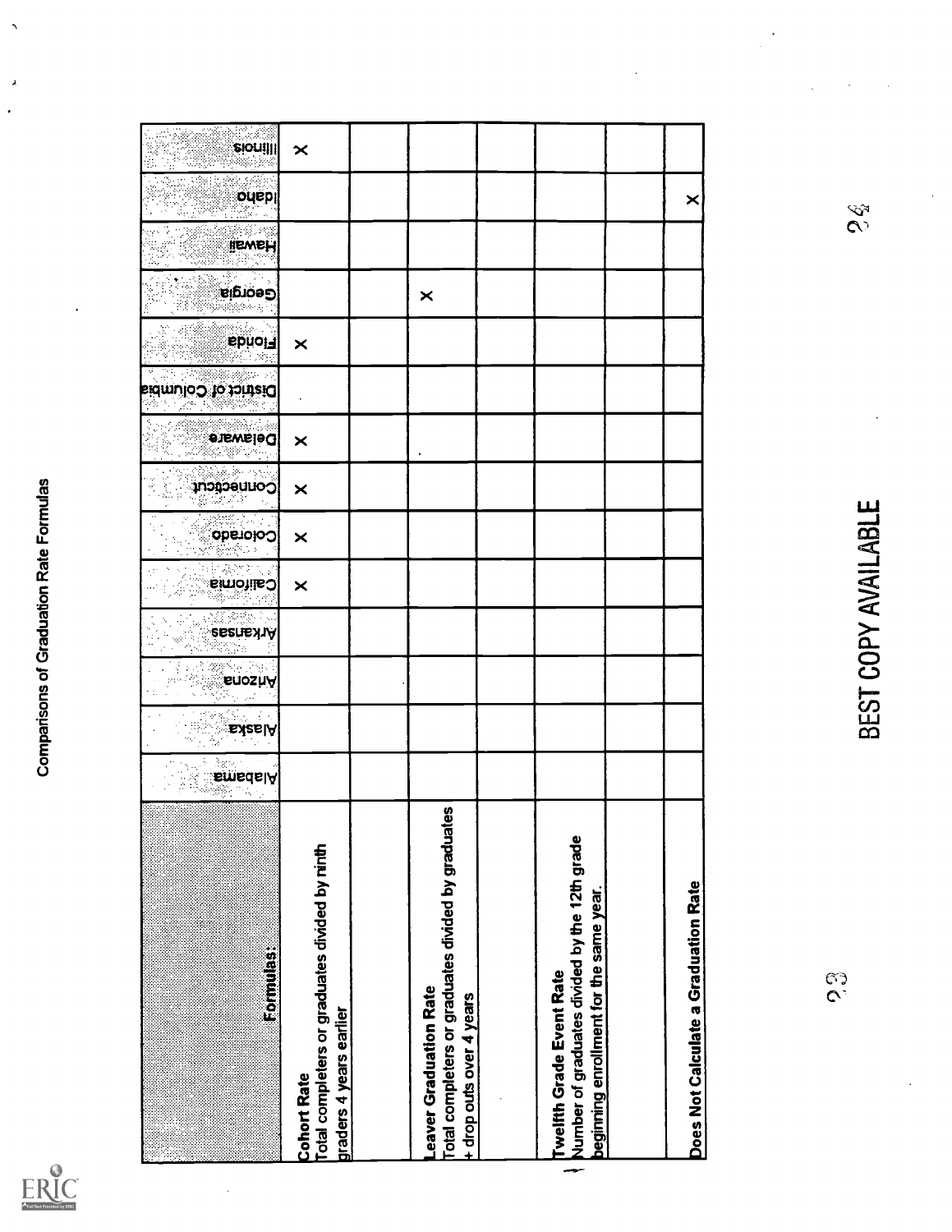Comparisons of Graduation Rate Formulas

| Formulas: | Alabama | Alaska | Arizona | Arkansas | California | Colorado | Connecticut | Delaware | District of Columbia | Florida | Georgia | Hawaii | Idaho | Illinois |
|---|---|---|---|---|---|---|---|---|---|---|---|---|---|---|
| **Cohort Rate** Total completers or graduates divided by ninth graders 4 years earlier | | | | | X | X | X | X | | X | | | | X |
| | | | | | | | | | | | | | | |
| **Leaver Graduation Rate** Total completers or graduates divided by graduates + drop outs over 4 years | | | | | | | | | | | X | | | |
| | | | | | | | | | | | | | | |
| **Twelfth Grade Event Rate** Number of graduates divided by the 12th grade beginning enrollment for the same year. | | | | | | | | | | | | | | |
| | | | | | | | | | | | | | | |
| **Does Not Calculate a Graduation Rate** | | | | | | | | | | | | | X | |

BEST COPY AVAILABLE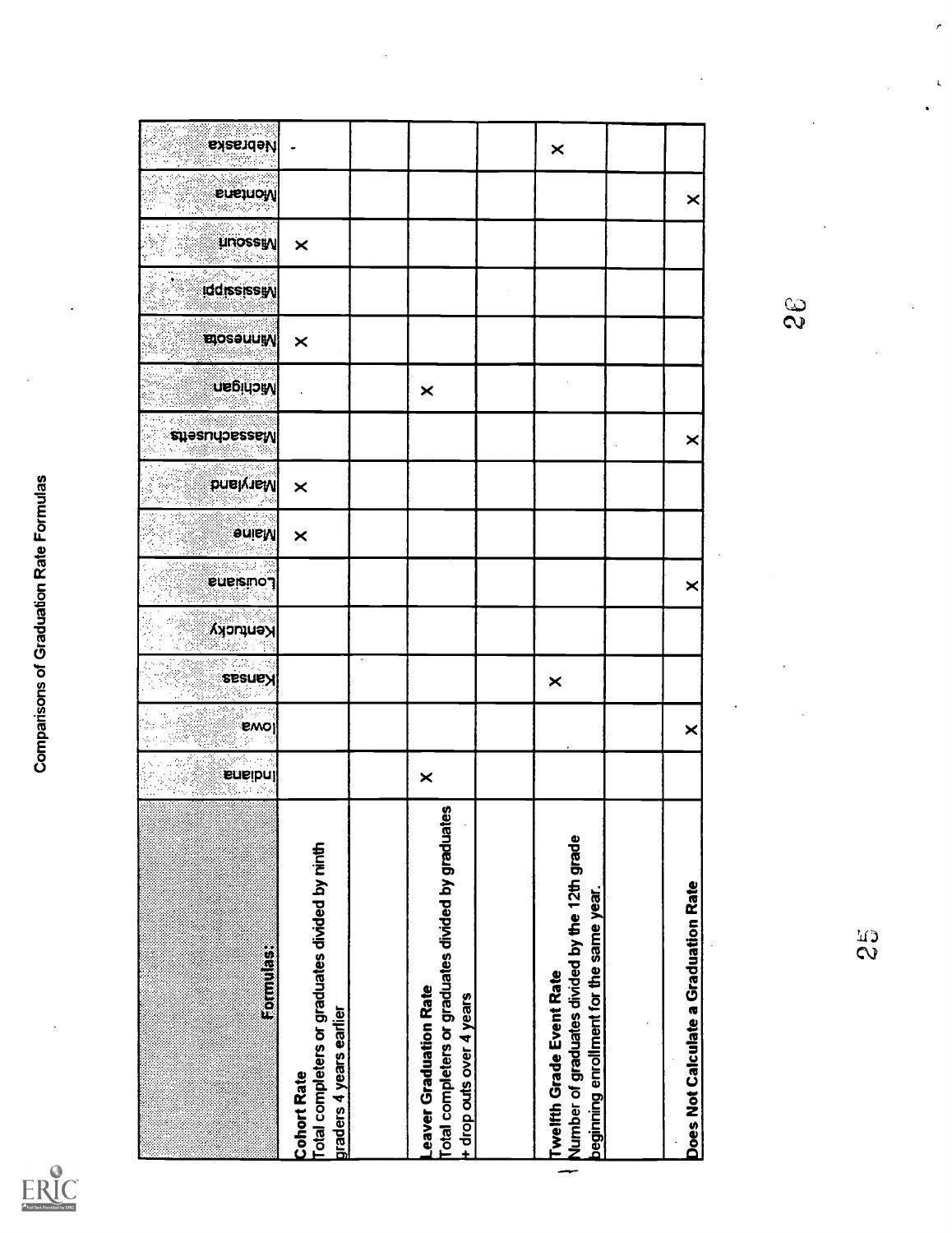## Comparisons of Graduation Rate Formulas

| Formulas: | Indiana | Iowa | Kansas | Kentucky | Louisiana | Maine | Maryland | Massachusetts | Michigan | Minnesota | Mississippi | Missouri | Montana | Nebraska |
|---|---|---|---|---|---|---|---|---|---|---|---|---|---|---|
| **Cohort Rate** Total completers or graduates divided by ninth graders 4 years earlier | | | | | | X | X | | | X | | X | | - |
| | | | | | | | | | | | | | | |
| **Leaver Graduation Rate** Total completers or graduates divided by graduates + drop outs over 4 years | X | | | | | | | | X | | | | | |
| | | | | | | | | | | | | | | |
| **Twelfth Grade Event Rate** Number of graduates divided by the 12th grade beginning enrollment for the same year. | | | X | | | | | | | | | | | X |
| | | | | | | | | | | | | | | |
| **Does Not Calculate a Graduation Rate** | | X | | | X | | | X | | | | | X | |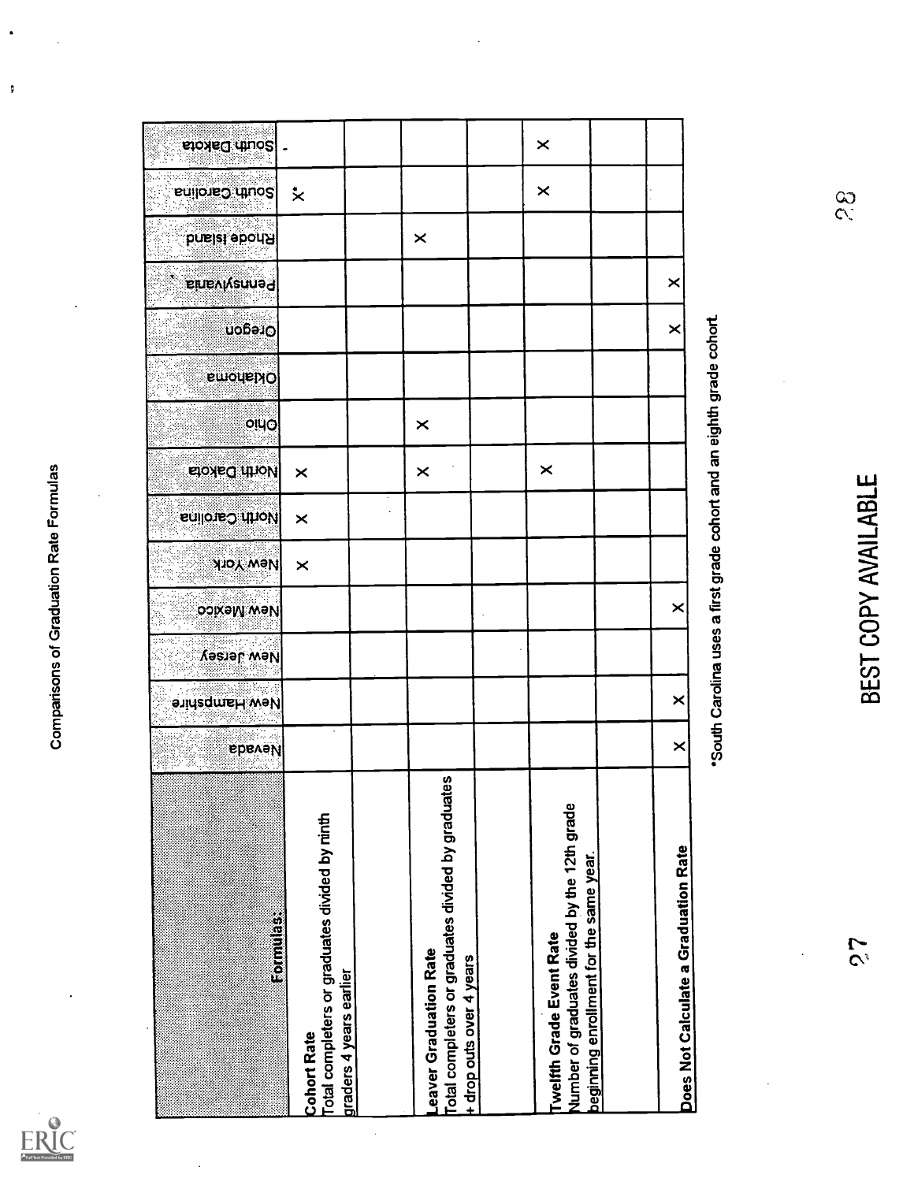Comparisons of Graduation Rate Formulas

| Formulas: | Nevada | New Hampshire | New Jersey | New Mexico | New York | North Carolina | North Dakota | Ohio | Oklahoma | Oregon | Pennsylvania | Rhode Island | South Carolina | South Dakota |
|---|---|---|---|---|---|---|---|---|---|---|---|---|---|---|
| **Cohort Rate**<br>Total completers or graduates divided by ninth graders 4 years earlier | | | | | X | X | X | | | | | | X* | |
| | | | | | | | | | | | | | | |
| **Leaver Graduation Rate**<br>Total completers or graduates divided by graduates + drop outs over 4 years | | | | | | | X | X | | | | X | | |
| | | | | | | | | | | | | | | |
| **Twelfth Grade Event Rate**<br>Number of graduates divided by the 12th grade beginning enrollment for the same year. | | | | | | | X | | | | | | X | X |
| | | | | | | | | | | | | | | |
| **Does Not Calculate a Graduation Rate** | X | X | | X | | | | | | X | X | | | |

*South Carolina uses a first grade cohort and an eighth grade cohort.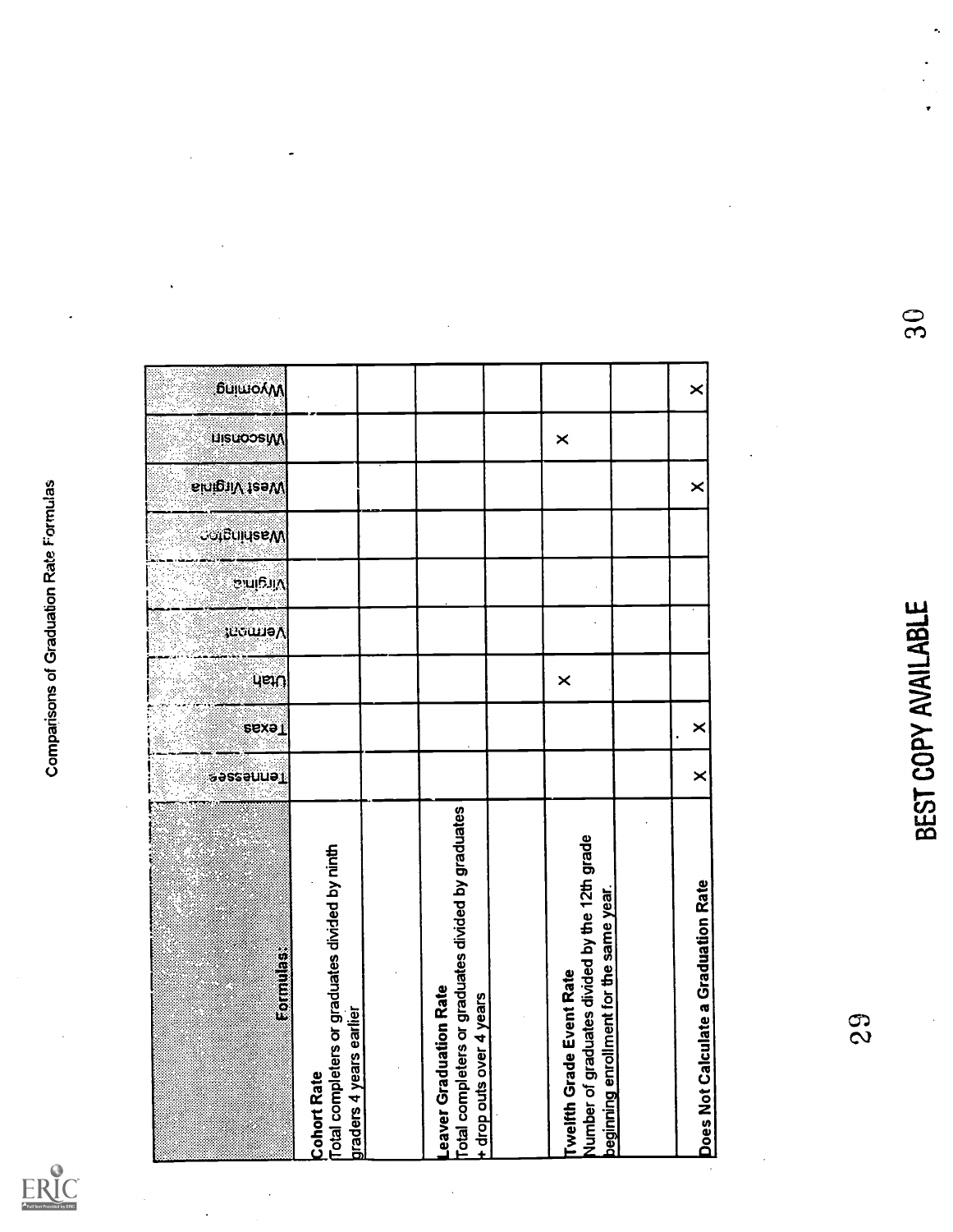Comparisons of Graduation Rate Formulas

| Formulas: | Tennessee | Texas | Utah | Vermont | Virginia | Washington | West Virginia | Wisconsin | Wyoming |
|---|---|---|---|---|---|---|---|---|---|
| **Cohort Rate** Total completers or graduates divided by ninth graders 4 years earlier | | | | | | | | | |
| | | | | | | | | | |
| **Leaver Graduation Rate** Total completers or graduates divided by graduates + drop outs over 4 years | | | | | | | | | |
| | | | | | | | | | |
| **Twelfth Grade Event Rate** Number of graduates divided by the 12th grade beginning enrollment for the same year. | | | X | | | | | X | |
| | | | | | | | | | |
| **Does Not Calculate a Graduation Rate** | X | X | | | | | X | | X |

BEST COPY AVAILABLE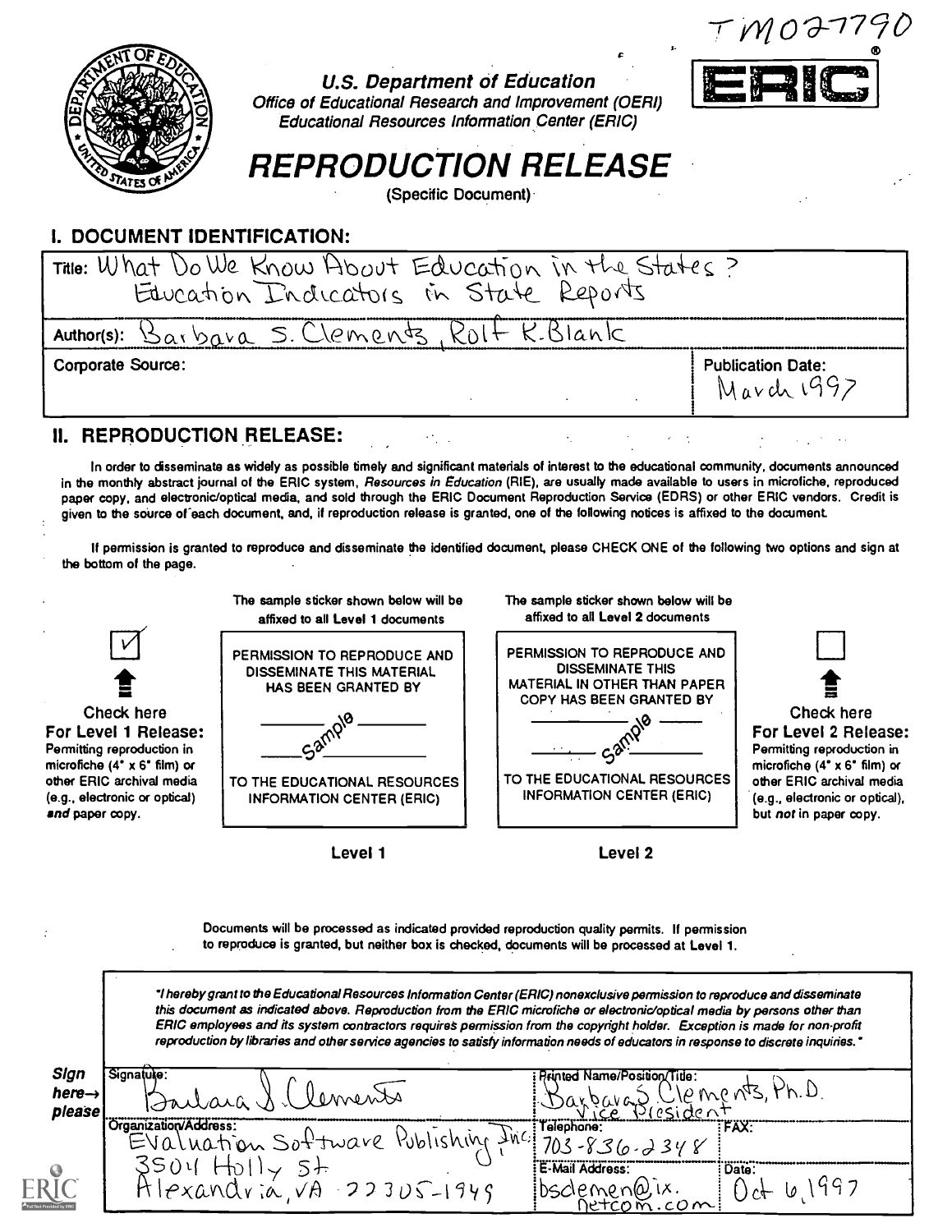TM027790

**U.S. Department of Education**
*Office of Educational Research and Improvement (OERI)*
*Educational Resources Information Center (ERIC)*

ERIC®

# REPRODUCTION RELEASE

(Specific Document)

## I. DOCUMENT IDENTIFICATION:

Title: What Do We Know About Education in the States? Education Indicators in State Reports

Author(s): Barbara S. Clements, Rolf K. Blank

Corporate Source:

Publication Date: March 1997

## II. REPRODUCTION RELEASE:

In order to disseminate as widely as possible timely and significant materials of interest to the educational community, documents announced in the monthly abstract journal of the ERIC system, *Resources in Education* (RIE), are usually made available to users in microfiche, reproduced paper copy, and electronic/optical media, and sold through the ERIC Document Reproduction Service (EDRS) or other ERIC vendors. Credit is given to the source of each document, and, if reproduction release is granted, one of the following notices is affixed to the document.

If permission is granted to reproduce and disseminate the identified document, please CHECK ONE of the following two options and sign at the bottom of the page.

[✓] **Check here For Level 1 Release:** Permitting reproduction in microfiche (4" x 6" film) or other ERIC archival media (e.g., electronic or optical) *and* paper copy.

The sample sticker shown below will be affixed to all **Level 1** documents

PERMISSION TO REPRODUCE AND DISSEMINATE THIS MATERIAL HAS BEEN GRANTED BY

Sample

TO THE EDUCATIONAL RESOURCES INFORMATION CENTER (ERIC)

**Level 1**

The sample sticker shown below will be affixed to all **Level 2** documents

PERMISSION TO REPRODUCE AND DISSEMINATE THIS MATERIAL IN OTHER THAN PAPER COPY HAS BEEN GRANTED BY

Sample

TO THE EDUCATIONAL RESOURCES INFORMATION CENTER (ERIC)

**Level 2**

[ ] **Check here For Level 2 Release:** Permitting reproduction in microfiche (4" x 6" film) or other ERIC archival media (e.g., electronic or optical), but *not* in paper copy.

Documents will be processed as indicated provided reproduction quality permits. If permission to reproduce is granted, but neither box is checked, documents will be processed at Level 1.

*"I hereby grant to the Educational Resources Information Center (ERIC) nonexclusive permission to reproduce and disseminate this document as indicated above. Reproduction from the ERIC microfiche or electronic/optical media by persons other than ERIC employees and its system contractors requires permission from the copyright holder. Exception is made for non-profit reproduction by libraries and other service agencies to satisfy information needs of educators in response to discrete inquiries."*

**Sign here→ please**

| Signature: Barbara S. Clements | Printed Name/Position/Title: Barbara S. Clements, Ph.D. Vice President | |
|---|---|---|
| Organization/Address: Evaluation Software Publishing, Inc. 3504 Holly St Alexandria, VA 22305-1949 | Telephone: 703-836-2348 | FAX: |
| | E-Mail Address: bsclemen@ix.netcom.com | Date: Oct 6, 1997 |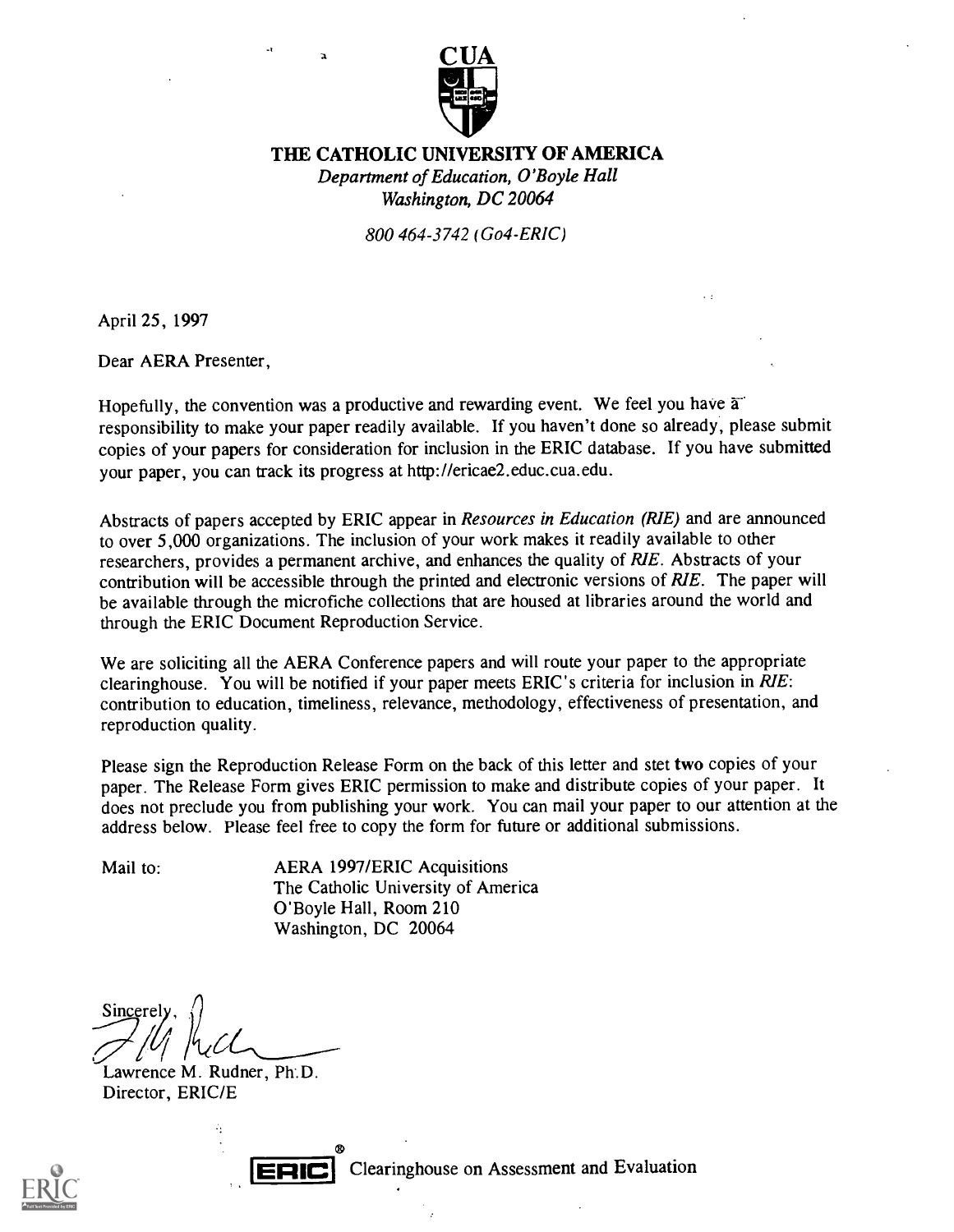CUA

# THE CATHOLIC UNIVERSITY OF AMERICA

*Department of Education, O'Boyle Hall*
*Washington, DC 20064*

*800 464-3742 (Go4-ERIC)*

April 25, 1997

Dear AERA Presenter,

Hopefully, the convention was a productive and rewarding event. We feel you have a responsibility to make your paper readily available. If you haven't done so already, please submit copies of your papers for consideration for inclusion in the ERIC database. If you have submitted your paper, you can track its progress at http://ericae2.educ.cua.edu.

Abstracts of papers accepted by ERIC appear in *Resources in Education (RIE)* and are announced to over 5,000 organizations. The inclusion of your work makes it readily available to other researchers, provides a permanent archive, and enhances the quality of *RIE*. Abstracts of your contribution will be accessible through the printed and electronic versions of *RIE*. The paper will be available through the microfiche collections that are housed at libraries around the world and through the ERIC Document Reproduction Service.

We are soliciting all the AERA Conference papers and will route your paper to the appropriate clearinghouse. You will be notified if your paper meets ERIC's criteria for inclusion in *RIE*: contribution to education, timeliness, relevance, methodology, effectiveness of presentation, and reproduction quality.

Please sign the Reproduction Release Form on the back of this letter and stet **two** copies of your paper. The Release Form gives ERIC permission to make and distribute copies of your paper. It does not preclude you from publishing your work. You can mail your paper to our attention at the address below. Please feel free to copy the form for future or additional submissions.

Mail to:

AERA 1997/ERIC Acquisitions
The Catholic University of America
O'Boyle Hall, Room 210
Washington, DC 20064

Sincerely,

Lawrence M. Rudner, Ph.D.
Director, ERIC/E

ERIC® Clearinghouse on Assessment and Evaluation